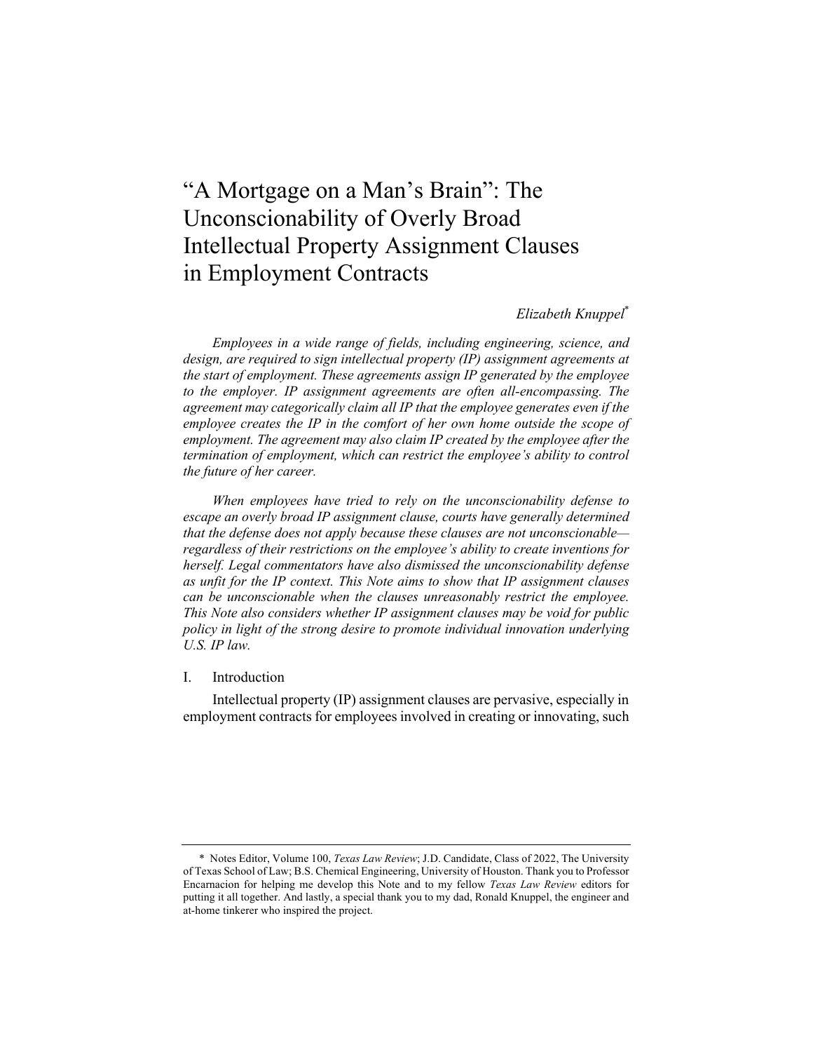# "A Mortgage on a Man's Brain": The Unconscionability of Overly Broad Intellectual Property Assignment Clauses in Employment Contracts

*Elizabeth Knuppel*[*]

*Employees in a wide range of fields, including engineering, science, and design, are required to sign intellectual property (IP) assignment agreements at the start of employment. These agreements assign IP generated by the employee to the employer. IP assignment agreements are often all-encompassing. The agreement may categorically claim all IP that the employee generates even if the employee creates the IP in the comfort of her own home outside the scope of employment. The agreement may also claim IP created by the employee after the termination of employment, which can restrict the employee's ability to control the future of her career.*

*When employees have tried to rely on the unconscionability defense to escape an overly broad IP assignment clause, courts have generally determined that the defense does not apply because these clauses are not unconscionable—regardless of their restrictions on the employee's ability to create inventions for herself. Legal commentators have also dismissed the unconscionability defense as unfit for the IP context. This Note aims to show that IP assignment clauses can be unconscionable when the clauses unreasonably restrict the employee. This Note also considers whether IP assignment clauses may be void for public policy in light of the strong desire to promote individual innovation underlying U.S. IP law.*

## I. Introduction

Intellectual property (IP) assignment clauses are pervasive, especially in employment contracts for employees involved in creating or innovating, such

---

[*] Notes Editor, Volume 100, *Texas Law Review*; J.D. Candidate, Class of 2022, The University of Texas School of Law; B.S. Chemical Engineering, University of Houston. Thank you to Professor Encarnacion for helping me develop this Note and to my fellow *Texas Law Review* editors for putting it all together. And lastly, a special thank you to my dad, Ronald Knuppel, the engineer and at-home tinkerer who inspired the project.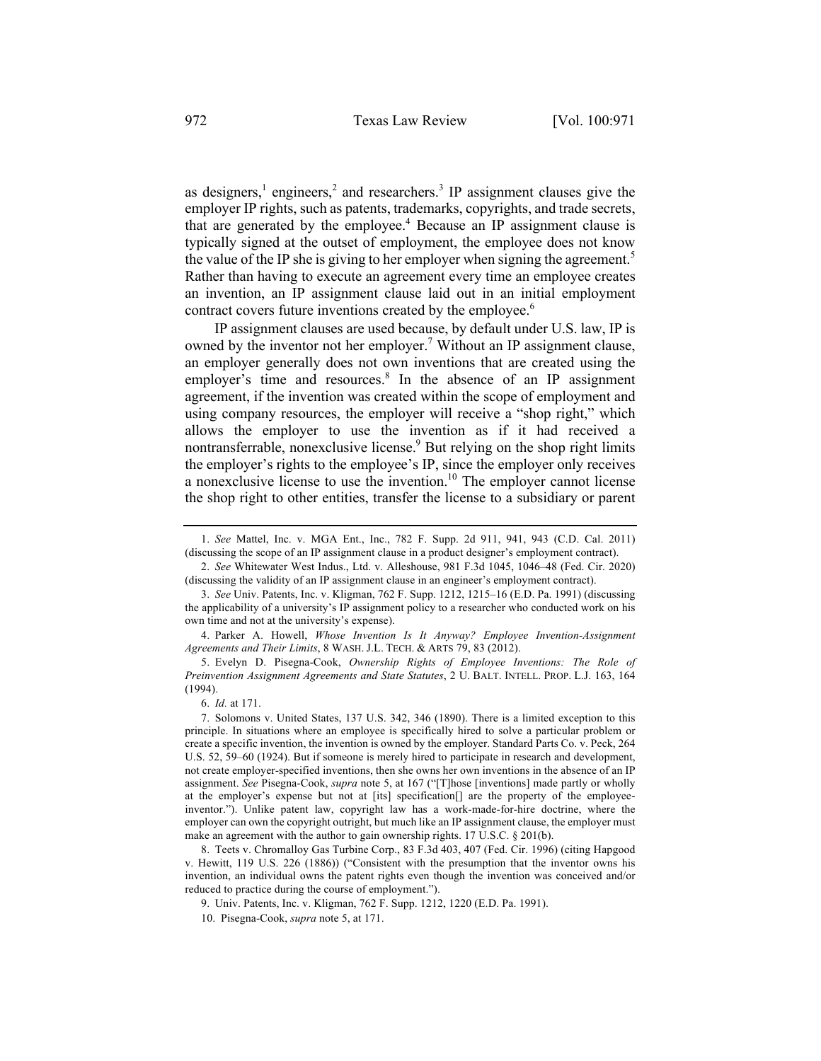as designers,[1] engineers,[2] and researchers.[3] IP assignment clauses give the employer IP rights, such as patents, trademarks, copyrights, and trade secrets, that are generated by the employee.[4] Because an IP assignment clause is typically signed at the outset of employment, the employee does not know the value of the IP she is giving to her employer when signing the agreement.[5] Rather than having to execute an agreement every time an employee creates an invention, an IP assignment clause laid out in an initial employment contract covers future inventions created by the employee.[6]

IP assignment clauses are used because, by default under U.S. law, IP is owned by the inventor not her employer.[7] Without an IP assignment clause, an employer generally does not own inventions that are created using the employer's time and resources.[8] In the absence of an IP assignment agreement, if the invention was created within the scope of employment and using company resources, the employer will receive a "shop right," which allows the employer to use the invention as if it had received a nontransferrable, nonexclusive license.[9] But relying on the shop right limits the employer's rights to the employee's IP, since the employer only receives a nonexclusive license to use the invention.[10] The employer cannot license the shop right to other entities, transfer the license to a subsidiary or parent

---

1. *See* Mattel, Inc. v. MGA Ent., Inc., 782 F. Supp. 2d 911, 941, 943 (C.D. Cal. 2011) (discussing the scope of an IP assignment clause in a product designer's employment contract).

2. *See* Whitewater West Indus., Ltd. v. Alleshouse, 981 F.3d 1045, 1046–48 (Fed. Cir. 2020) (discussing the validity of an IP assignment clause in an engineer's employment contract).

3. *See* Univ. Patents, Inc. v. Kligman, 762 F. Supp. 1212, 1215–16 (E.D. Pa. 1991) (discussing the applicability of a university's IP assignment policy to a researcher who conducted work on his own time and not at the university's expense).

4. Parker A. Howell, *Whose Invention Is It Anyway? Employee Invention-Assignment Agreements and Their Limits*, 8 WASH. J.L. TECH. & ARTS 79, 83 (2012).

5. Evelyn D. Pisegna-Cook, *Ownership Rights of Employee Inventions: The Role of Preinvention Assignment Agreements and State Statutes*, 2 U. BALT. INTELL. PROP. L.J. 163, 164 (1994).

6. *Id.* at 171.

7. Solomons v. United States, 137 U.S. 342, 346 (1890). There is a limited exception to this principle. In situations where an employee is specifically hired to solve a particular problem or create a specific invention, the invention is owned by the employer. Standard Parts Co. v. Peck, 264 U.S. 52, 59–60 (1924). But if someone is merely hired to participate in research and development, not create employer-specified inventions, then she owns her own inventions in the absence of an IP assignment. *See* Pisegna-Cook, *supra* note 5, at 167 ("[T]hose [inventions] made partly or wholly at the employer's expense but not at [its] specification[] are the property of the employee-inventor."). Unlike patent law, copyright law has a work-made-for-hire doctrine, where the employer can own the copyright outright, but much like an IP assignment clause, the employer must make an agreement with the author to gain ownership rights. 17 U.S.C. § 201(b).

8. Teets v. Chromalloy Gas Turbine Corp., 83 F.3d 403, 407 (Fed. Cir. 1996) (citing Hapgood v. Hewitt, 119 U.S. 226 (1886)) ("Consistent with the presumption that the inventor owns his invention, an individual owns the patent rights even though the invention was conceived and/or reduced to practice during the course of employment.").

9. Univ. Patents, Inc. v. Kligman, 762 F. Supp. 1212, 1220 (E.D. Pa. 1991).

10. Pisegna-Cook, *supra* note 5, at 171.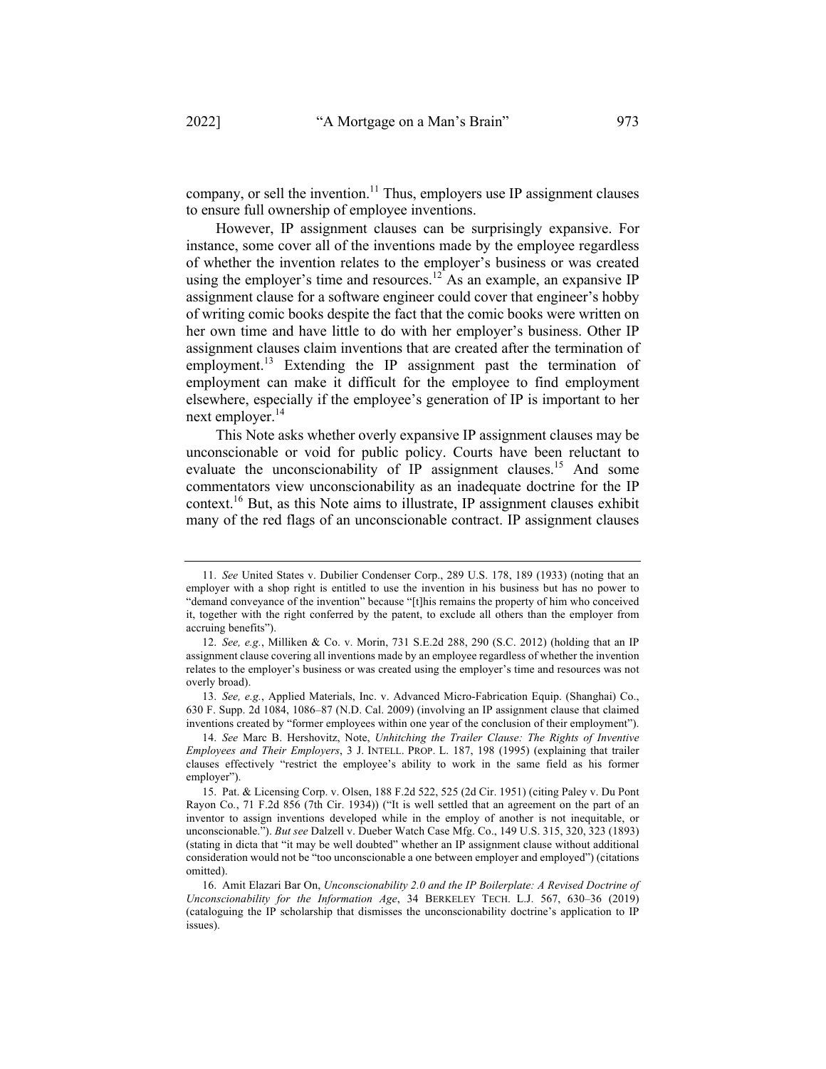company, or sell the invention.[11] Thus, employers use IP assignment clauses to ensure full ownership of employee inventions.

However, IP assignment clauses can be surprisingly expansive. For instance, some cover all of the inventions made by the employee regardless of whether the invention relates to the employer's business or was created using the employer's time and resources.[12] As an example, an expansive IP assignment clause for a software engineer could cover that engineer's hobby of writing comic books despite the fact that the comic books were written on her own time and have little to do with her employer's business. Other IP assignment clauses claim inventions that are created after the termination of employment.[13] Extending the IP assignment past the termination of employment can make it difficult for the employee to find employment elsewhere, especially if the employee's generation of IP is important to her next employer.[14]

This Note asks whether overly expansive IP assignment clauses may be unconscionable or void for public policy. Courts have been reluctant to evaluate the unconscionability of IP assignment clauses.[15] And some commentators view unconscionability as an inadequate doctrine for the IP context.[16] But, as this Note aims to illustrate, IP assignment clauses exhibit many of the red flags of an unconscionable contract. IP assignment clauses

---

11. *See* United States v. Dubilier Condenser Corp., 289 U.S. 178, 189 (1933) (noting that an employer with a shop right is entitled to use the invention in his business but has no power to "demand conveyance of the invention" because "[t]his remains the property of him who conceived it, together with the right conferred by the patent, to exclude all others than the employer from accruing benefits").

12. *See, e.g.*, Milliken & Co. v. Morin, 731 S.E.2d 288, 290 (S.C. 2012) (holding that an IP assignment clause covering all inventions made by an employee regardless of whether the invention relates to the employer's business or was created using the employer's time and resources was not overly broad).

13. *See, e.g.*, Applied Materials, Inc. v. Advanced Micro-Fabrication Equip. (Shanghai) Co., 630 F. Supp. 2d 1084, 1086–87 (N.D. Cal. 2009) (involving an IP assignment clause that claimed inventions created by "former employees within one year of the conclusion of their employment").

14. *See* Marc B. Hershovitz, Note, *Unhitching the Trailer Clause: The Rights of Inventive Employees and Their Employers*, 3 J. INTELL. PROP. L. 187, 198 (1995) (explaining that trailer clauses effectively "restrict the employee's ability to work in the same field as his former employer").

15. Pat. & Licensing Corp. v. Olsen, 188 F.2d 522, 525 (2d Cir. 1951) (citing Paley v. Du Pont Rayon Co., 71 F.2d 856 (7th Cir. 1934)) ("It is well settled that an agreement on the part of an inventor to assign inventions developed while in the employ of another is not inequitable, or unconscionable."). *But see* Dalzell v. Dueber Watch Case Mfg. Co., 149 U.S. 315, 320, 323 (1893) (stating in dicta that "it may be well doubted" whether an IP assignment clause without additional consideration would not be "too unconscionable a one between employer and employed") (citations omitted).

16. Amit Elazari Bar On, *Unconscionability 2.0 and the IP Boilerplate: A Revised Doctrine of Unconscionability for the Information Age*, 34 BERKELEY TECH. L.J. 567, 630–36 (2019) (cataloguing the IP scholarship that dismisses the unconscionability doctrine's application to IP issues).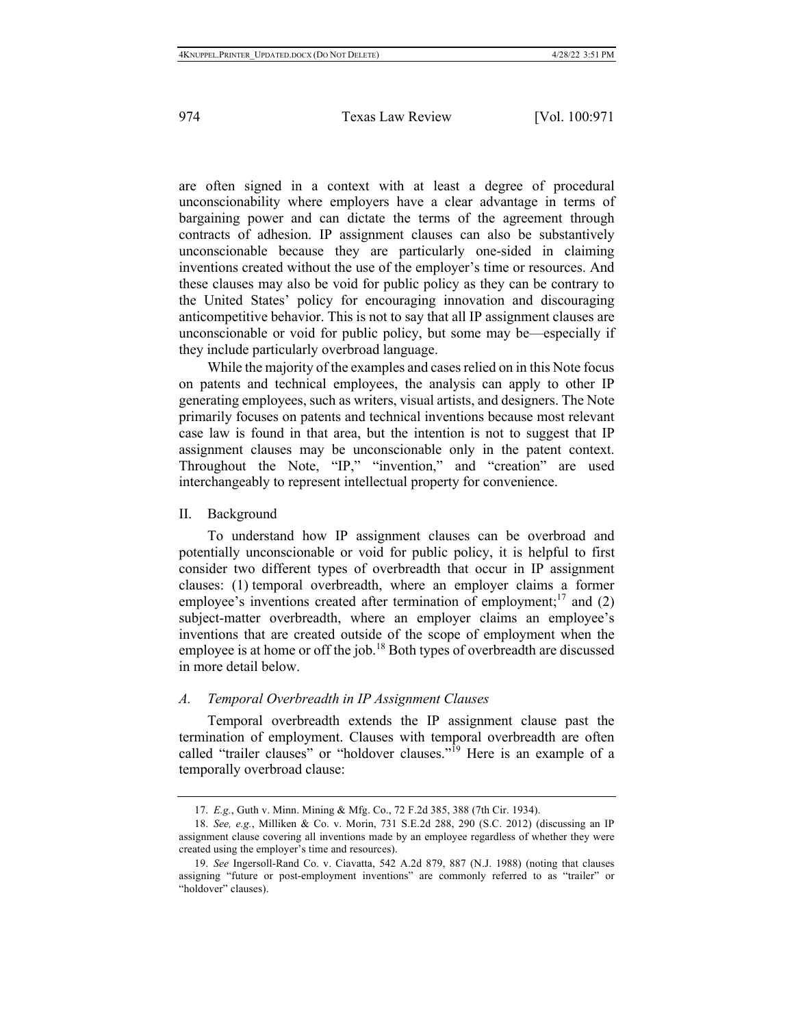are often signed in a context with at least a degree of procedural unconscionability where employers have a clear advantage in terms of bargaining power and can dictate the terms of the agreement through contracts of adhesion. IP assignment clauses can also be substantively unconscionable because they are particularly one-sided in claiming inventions created without the use of the employer's time or resources. And these clauses may also be void for public policy as they can be contrary to the United States' policy for encouraging innovation and discouraging anticompetitive behavior. This is not to say that all IP assignment clauses are unconscionable or void for public policy, but some may be—especially if they include particularly overbroad language.

While the majority of the examples and cases relied on in this Note focus on patents and technical employees, the analysis can apply to other IP generating employees, such as writers, visual artists, and designers. The Note primarily focuses on patents and technical inventions because most relevant case law is found in that area, but the intention is not to suggest that IP assignment clauses may be unconscionable only in the patent context. Throughout the Note, "IP," "invention," and "creation" are used interchangeably to represent intellectual property for convenience.

## II. Background

To understand how IP assignment clauses can be overbroad and potentially unconscionable or void for public policy, it is helpful to first consider two different types of overbreadth that occur in IP assignment clauses: (1) temporal overbreadth, where an employer claims a former employee's inventions created after termination of employment;[17] and (2) subject-matter overbreadth, where an employer claims an employee's inventions that are created outside of the scope of employment when the employee is at home or off the job.[18] Both types of overbreadth are discussed in more detail below.

### *A. Temporal Overbreadth in IP Assignment Clauses*

Temporal overbreadth extends the IP assignment clause past the termination of employment. Clauses with temporal overbreadth are often called "trailer clauses" or "holdover clauses."[19] Here is an example of a temporally overbroad clause:

---

17. *E.g.*, Guth v. Minn. Mining & Mfg. Co., 72 F.2d 385, 388 (7th Cir. 1934).

18. *See, e.g.*, Milliken & Co. v. Morin, 731 S.E.2d 288, 290 (S.C. 2012) (discussing an IP assignment clause covering all inventions made by an employee regardless of whether they were created using the employer's time and resources).

19. *See* Ingersoll-Rand Co. v. Ciavatta, 542 A.2d 879, 887 (N.J. 1988) (noting that clauses assigning "future or post-employment inventions" are commonly referred to as "trailer" or "holdover" clauses).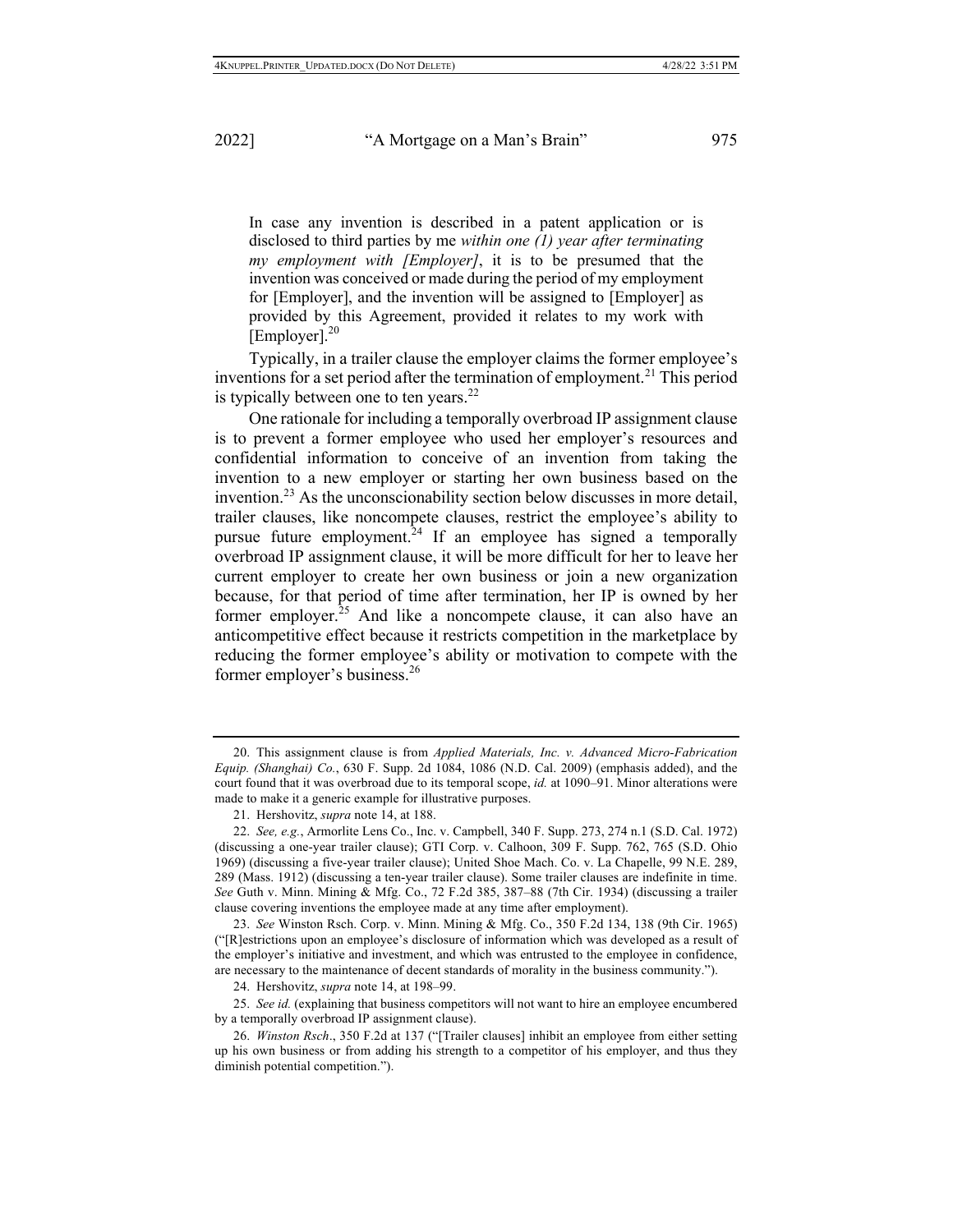> In case any invention is described in a patent application or is disclosed to third parties by me *within one (1) year after terminating my employment with [Employer]*, it is to be presumed that the invention was conceived or made during the period of my employment for [Employer], and the invention will be assigned to [Employer] as provided by this Agreement, provided it relates to my work with [Employer].[20]

Typically, in a trailer clause the employer claims the former employee's inventions for a set period after the termination of employment.[21] This period is typically between one to ten years.[22]

One rationale for including a temporally overbroad IP assignment clause is to prevent a former employee who used her employer's resources and confidential information to conceive of an invention from taking the invention to a new employer or starting her own business based on the invention.[23] As the unconscionability section below discusses in more detail, trailer clauses, like noncompete clauses, restrict the employee's ability to pursue future employment.[24] If an employee has signed a temporally overbroad IP assignment clause, it will be more difficult for her to leave her current employer to create her own business or join a new organization because, for that period of time after termination, her IP is owned by her former employer.[25] And like a noncompete clause, it can also have an anticompetitive effect because it restricts competition in the marketplace by reducing the former employee's ability or motivation to compete with the former employer's business.[26]

---

20. This assignment clause is from *Applied Materials, Inc. v. Advanced Micro-Fabrication Equip. (Shanghai) Co.*, 630 F. Supp. 2d 1084, 1086 (N.D. Cal. 2009) (emphasis added), and the court found that it was overbroad due to its temporal scope, *id.* at 1090–91. Minor alterations were made to make it a generic example for illustrative purposes.

21. Hershovitz, *supra* note 14, at 188.

22. *See, e.g.*, Armorlite Lens Co., Inc. v. Campbell, 340 F. Supp. 273, 274 n.1 (S.D. Cal. 1972) (discussing a one-year trailer clause); GTI Corp. v. Calhoon, 309 F. Supp. 762, 765 (S.D. Ohio 1969) (discussing a five-year trailer clause); United Shoe Mach. Co. v. La Chapelle, 99 N.E. 289, 289 (Mass. 1912) (discussing a ten-year trailer clause). Some trailer clauses are indefinite in time. *See* Guth v. Minn. Mining & Mfg. Co., 72 F.2d 385, 387–88 (7th Cir. 1934) (discussing a trailer clause covering inventions the employee made at any time after employment).

23. *See* Winston Rsch. Corp. v. Minn. Mining & Mfg. Co., 350 F.2d 134, 138 (9th Cir. 1965) ("[R]estrictions upon an employee's disclosure of information which was developed as a result of the employer's initiative and investment, and which was entrusted to the employee in confidence, are necessary to the maintenance of decent standards of morality in the business community.").

24. Hershovitz, *supra* note 14, at 198–99.

25. *See id.* (explaining that business competitors will not want to hire an employee encumbered by a temporally overbroad IP assignment clause).

26. *Winston Rsch*., 350 F.2d at 137 ("[Trailer clauses] inhibit an employee from either setting up his own business or from adding his strength to a competitor of his employer, and thus they diminish potential competition.").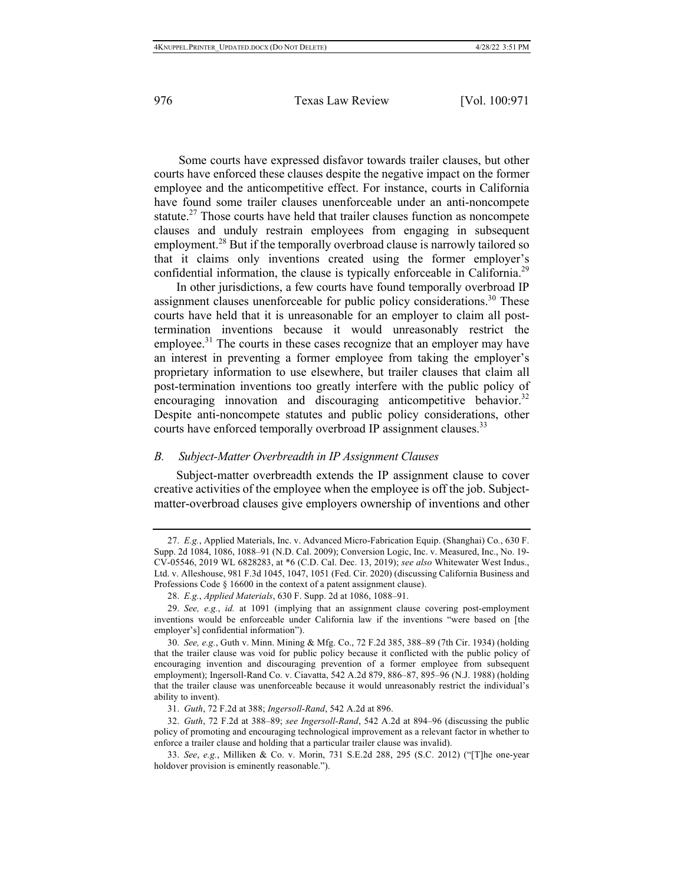Some courts have expressed disfavor towards trailer clauses, but other courts have enforced these clauses despite the negative impact on the former employee and the anticompetitive effect. For instance, courts in California have found some trailer clauses unenforceable under an anti-noncompete statute.[27] Those courts have held that trailer clauses function as noncompete clauses and unduly restrain employees from engaging in subsequent employment.[28] But if the temporally overbroad clause is narrowly tailored so that it claims only inventions created using the former employer's confidential information, the clause is typically enforceable in California.[29]

In other jurisdictions, a few courts have found temporally overbroad IP assignment clauses unenforceable for public policy considerations.[30] These courts have held that it is unreasonable for an employer to claim all post-termination inventions because it would unreasonably restrict the employee.[31] The courts in these cases recognize that an employer may have an interest in preventing a former employee from taking the employer's proprietary information to use elsewhere, but trailer clauses that claim all post-termination inventions too greatly interfere with the public policy of encouraging innovation and discouraging anticompetitive behavior.[32] Despite anti-noncompete statutes and public policy considerations, other courts have enforced temporally overbroad IP assignment clauses.[33]

### *B. Subject-Matter Overbreadth in IP Assignment Clauses*

Subject-matter overbreadth extends the IP assignment clause to cover creative activities of the employee when the employee is off the job. Subject-matter-overbroad clauses give employers ownership of inventions and other

---

27. *E.g.*, Applied Materials, Inc. v. Advanced Micro-Fabrication Equip. (Shanghai) Co., 630 F. Supp. 2d 1084, 1086, 1088–91 (N.D. Cal. 2009); Conversion Logic, Inc. v. Measured, Inc., No. 19-CV-05546, 2019 WL 6828283, at *6 (C.D. Cal. Dec. 13, 2019); *see also* Whitewater West Indus., Ltd. v. Alleshouse, 981 F.3d 1045, 1047, 1051 (Fed. Cir. 2020) (discussing California Business and Professions Code § 16600 in the context of a patent assignment clause).

28. *E.g.*, *Applied Materials*, 630 F. Supp. 2d at 1086, 1088–91.

29. *See, e.g.*, *id.* at 1091 (implying that an assignment clause covering post-employment inventions would be enforceable under California law if the inventions "were based on [the employer's] confidential information").

30. *See, e.g.*, Guth v. Minn. Mining & Mfg. Co., 72 F.2d 385, 388–89 (7th Cir. 1934) (holding that the trailer clause was void for public policy because it conflicted with the public policy of encouraging invention and discouraging prevention of a former employee from subsequent employment); Ingersoll-Rand Co. v. Ciavatta, 542 A.2d 879, 886–87, 895–96 (N.J. 1988) (holding that the trailer clause was unenforceable because it would unreasonably restrict the individual's ability to invent).

31. *Guth*, 72 F.2d at 388; *Ingersoll-Rand*, 542 A.2d at 896.

32. *Guth*, 72 F.2d at 388–89; *see Ingersoll-Rand*, 542 A.2d at 894–96 (discussing the public policy of promoting and encouraging technological improvement as a relevant factor in whether to enforce a trailer clause and holding that a particular trailer clause was invalid).

33. *See*, *e.g.*, Milliken & Co. v. Morin, 731 S.E.2d 288, 295 (S.C. 2012) ("[T]he one-year holdover provision is eminently reasonable.").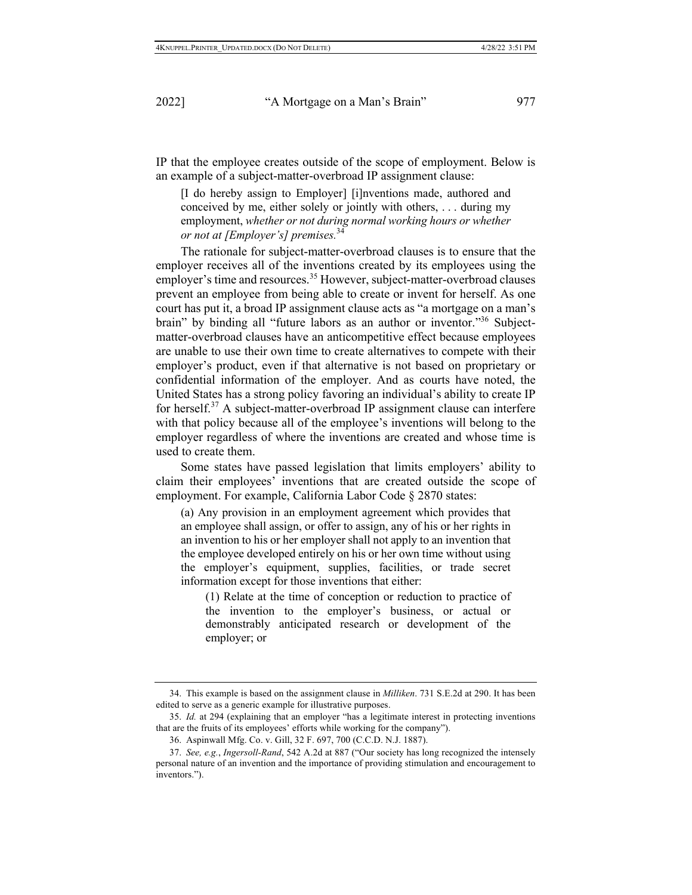IP that the employee creates outside of the scope of employment. Below is an example of a subject-matter-overbroad IP assignment clause:

> [I do hereby assign to Employer] [i]nventions made, authored and conceived by me, either solely or jointly with others, . . . during my employment, *whether or not during normal working hours or whether or not at [Employer's] premises.*[34]

The rationale for subject-matter-overbroad clauses is to ensure that the employer receives all of the inventions created by its employees using the employer's time and resources.[35] However, subject-matter-overbroad clauses prevent an employee from being able to create or invent for herself. As one court has put it, a broad IP assignment clause acts as "a mortgage on a man's brain" by binding all "future labors as an author or inventor."[36] Subject-matter-overbroad clauses have an anticompetitive effect because employees are unable to use their own time to create alternatives to compete with their employer's product, even if that alternative is not based on proprietary or confidential information of the employer. And as courts have noted, the United States has a strong policy favoring an individual's ability to create IP for herself.[37] A subject-matter-overbroad IP assignment clause can interfere with that policy because all of the employee's inventions will belong to the employer regardless of where the inventions are created and whose time is used to create them.

Some states have passed legislation that limits employers' ability to claim their employees' inventions that are created outside the scope of employment. For example, California Labor Code § 2870 states:

> (a) Any provision in an employment agreement which provides that an employee shall assign, or offer to assign, any of his or her rights in an invention to his or her employer shall not apply to an invention that the employee developed entirely on his or her own time without using the employer's equipment, supplies, facilities, or trade secret information except for those inventions that either:
>
> > (1) Relate at the time of conception or reduction to practice of the invention to the employer's business, or actual or demonstrably anticipated research or development of the employer; or

---

34. This example is based on the assignment clause in *Milliken*. 731 S.E.2d at 290. It has been edited to serve as a generic example for illustrative purposes.

35. *Id.* at 294 (explaining that an employer "has a legitimate interest in protecting inventions that are the fruits of its employees' efforts while working for the company").

36. Aspinwall Mfg. Co. v. Gill, 32 F. 697, 700 (C.C.D. N.J. 1887).

37. *See, e.g.*, *Ingersoll-Rand*, 542 A.2d at 887 ("Our society has long recognized the intensely personal nature of an invention and the importance of providing stimulation and encouragement to inventors.").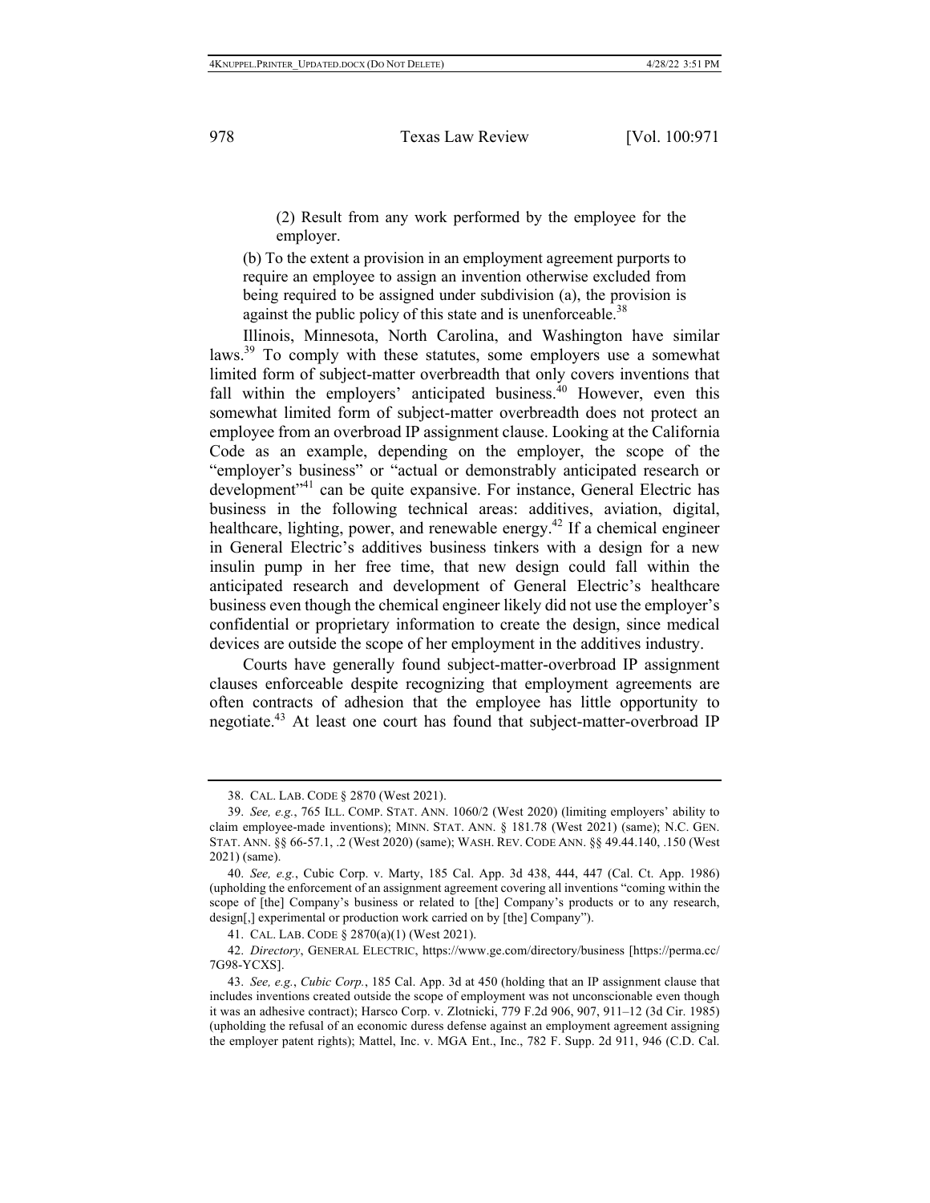(2) Result from any work performed by the employee for the employer.

(b) To the extent a provision in an employment agreement purports to require an employee to assign an invention otherwise excluded from being required to be assigned under subdivision (a), the provision is against the public policy of this state and is unenforceable.[38]

Illinois, Minnesota, North Carolina, and Washington have similar laws.[39] To comply with these statutes, some employers use a somewhat limited form of subject-matter overbreadth that only covers inventions that fall within the employers' anticipated business.[40] However, even this somewhat limited form of subject-matter overbreadth does not protect an employee from an overbroad IP assignment clause. Looking at the California Code as an example, depending on the employer, the scope of the "employer's business" or "actual or demonstrably anticipated research or development"[41] can be quite expansive. For instance, General Electric has business in the following technical areas: additives, aviation, digital, healthcare, lighting, power, and renewable energy.[42] If a chemical engineer in General Electric's additives business tinkers with a design for a new insulin pump in her free time, that new design could fall within the anticipated research and development of General Electric's healthcare business even though the chemical engineer likely did not use the employer's confidential or proprietary information to create the design, since medical devices are outside the scope of her employment in the additives industry.

Courts have generally found subject-matter-overbroad IP assignment clauses enforceable despite recognizing that employment agreements are often contracts of adhesion that the employee has little opportunity to negotiate.[43] At least one court has found that subject-matter-overbroad IP

---

38. CAL. LAB. CODE § 2870 (West 2021).

39. *See, e.g.*, 765 ILL. COMP. STAT. ANN. 1060/2 (West 2020) (limiting employers' ability to claim employee-made inventions); MINN. STAT. ANN. § 181.78 (West 2021) (same); N.C. GEN. STAT. ANN. §§ 66-57.1, .2 (West 2020) (same); WASH. REV. CODE ANN. §§ 49.44.140, .150 (West 2021) (same).

40. *See, e.g.*, Cubic Corp. v. Marty, 185 Cal. App. 3d 438, 444, 447 (Cal. Ct. App. 1986) (upholding the enforcement of an assignment agreement covering all inventions "coming within the scope of [the] Company's business or related to [the] Company's products or to any research, design[,] experimental or production work carried on by [the] Company").

41. CAL. LAB. CODE § 2870(a)(1) (West 2021).

42. *Directory*, GENERAL ELECTRIC, https://www.ge.com/directory/business [https://perma.cc/7G98-YCXS].

43. *See, e.g.*, *Cubic Corp.*, 185 Cal. App. 3d at 450 (holding that an IP assignment clause that includes inventions created outside the scope of employment was not unconscionable even though it was an adhesive contract); Harsco Corp. v. Zlotnicki, 779 F.2d 906, 907, 911–12 (3d Cir. 1985) (upholding the refusal of an economic duress defense against an employment agreement assigning the employer patent rights); Mattel, Inc. v. MGA Ent., Inc., 782 F. Supp. 2d 911, 946 (C.D. Cal.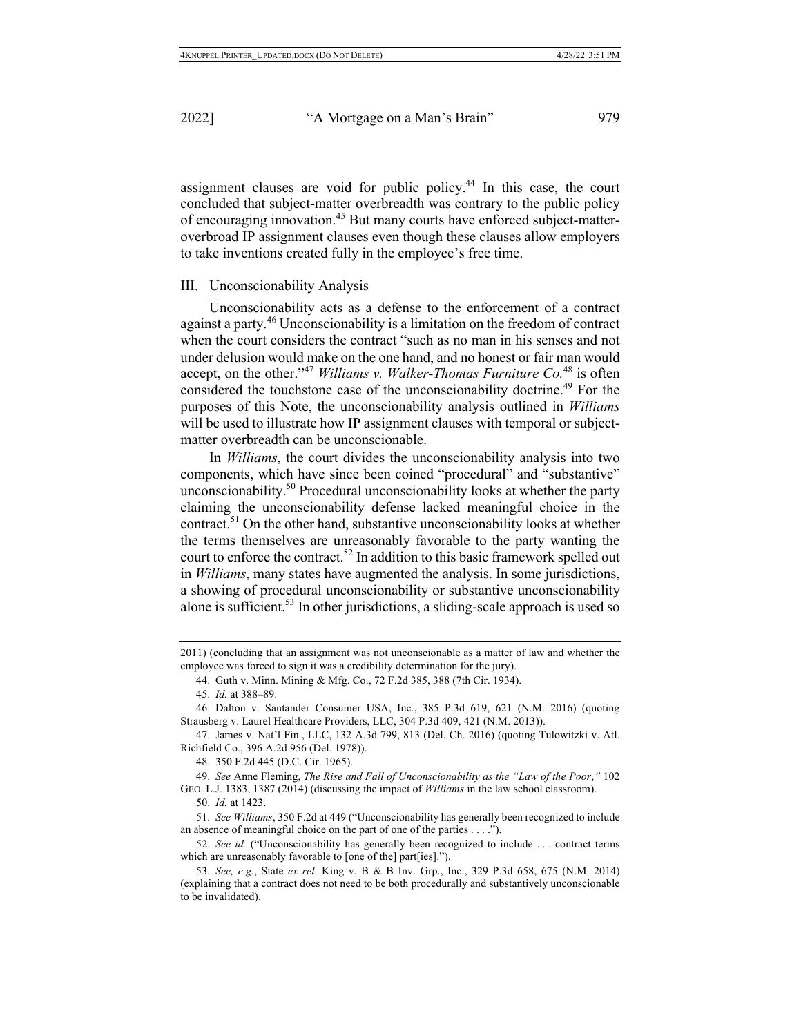assignment clauses are void for public policy.[44] In this case, the court concluded that subject-matter overbreadth was contrary to the public policy of encouraging innovation.[45] But many courts have enforced subject-matter-overbroad IP assignment clauses even though these clauses allow employers to take inventions created fully in the employee's free time.

## III. Unconscionability Analysis

Unconscionability acts as a defense to the enforcement of a contract against a party.[46] Unconscionability is a limitation on the freedom of contract when the court considers the contract "such as no man in his senses and not under delusion would make on the one hand, and no honest or fair man would accept, on the other."[47] *Williams v. Walker-Thomas Furniture Co.*[48] is often considered the touchstone case of the unconscionability doctrine.[49] For the purposes of this Note, the unconscionability analysis outlined in *Williams* will be used to illustrate how IP assignment clauses with temporal or subject-matter overbreadth can be unconscionable.

In *Williams*, the court divides the unconscionability analysis into two components, which have since been coined "procedural" and "substantive" unconscionability.[50] Procedural unconscionability looks at whether the party claiming the unconscionability defense lacked meaningful choice in the contract.[51] On the other hand, substantive unconscionability looks at whether the terms themselves are unreasonably favorable to the party wanting the court to enforce the contract.[52] In addition to this basic framework spelled out in *Williams*, many states have augmented the analysis. In some jurisdictions, a showing of procedural unconscionability or substantive unconscionability alone is sufficient.[53] In other jurisdictions, a sliding-scale approach is used so

---

2011) (concluding that an assignment was not unconscionable as a matter of law and whether the employee was forced to sign it was a credibility determination for the jury).

44. Guth v. Minn. Mining & Mfg. Co., 72 F.2d 385, 388 (7th Cir. 1934).

45. *Id.* at 388–89.

46. Dalton v. Santander Consumer USA, Inc., 385 P.3d 619, 621 (N.M. 2016) (quoting Strausberg v. Laurel Healthcare Providers, LLC, 304 P.3d 409, 421 (N.M. 2013)).

47. James v. Nat'l Fin., LLC, 132 A.3d 799, 813 (Del. Ch. 2016) (quoting Tulowitzki v. Atl. Richfield Co., 396 A.2d 956 (Del. 1978)).

48. 350 F.2d 445 (D.C. Cir. 1965).

49. *See* Anne Fleming, *The Rise and Fall of Unconscionability as the "Law of the Poor*,*"* 102 GEO. L.J. 1383, 1387 (2014) (discussing the impact of *Williams* in the law school classroom).

50. *Id.* at 1423.

51. *See Williams*, 350 F.2d at 449 ("Unconscionability has generally been recognized to include an absence of meaningful choice on the part of one of the parties . . . .").

52. *See id.* ("Unconscionability has generally been recognized to include . . . contract terms which are unreasonably favorable to [one of the] part[ies].").

53. *See, e.g.*, State *ex rel.* King v. B & B Inv. Grp., Inc., 329 P.3d 658, 675 (N.M. 2014) (explaining that a contract does not need to be both procedurally and substantively unconscionable to be invalidated).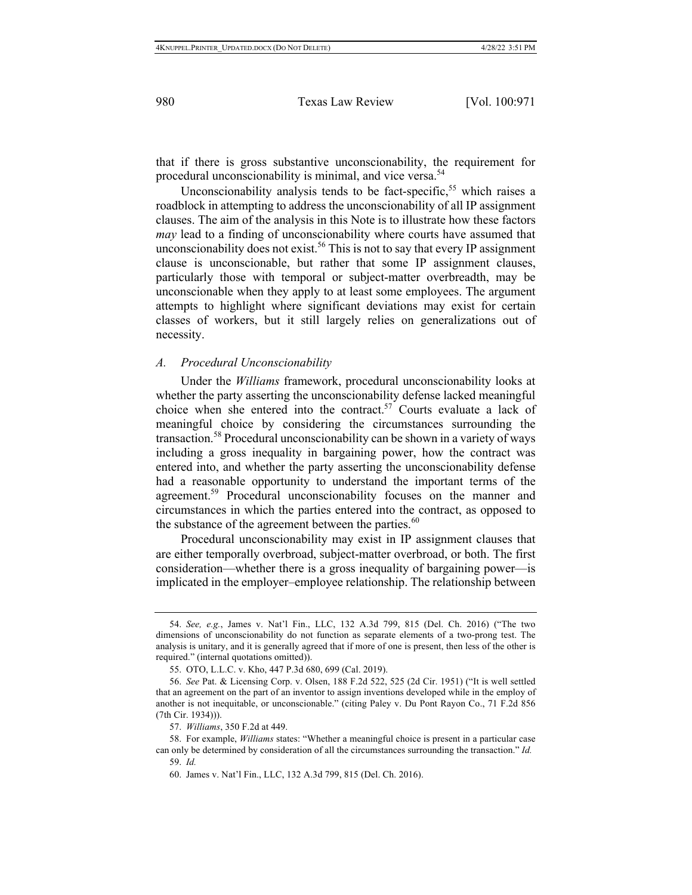that if there is gross substantive unconscionability, the requirement for procedural unconscionability is minimal, and vice versa.[54]

Unconscionability analysis tends to be fact-specific,[55] which raises a roadblock in attempting to address the unconscionability of all IP assignment clauses. The aim of the analysis in this Note is to illustrate how these factors *may* lead to a finding of unconscionability where courts have assumed that unconscionability does not exist.[56] This is not to say that every IP assignment clause is unconscionable, but rather that some IP assignment clauses, particularly those with temporal or subject-matter overbreadth, may be unconscionable when they apply to at least some employees. The argument attempts to highlight where significant deviations may exist for certain classes of workers, but it still largely relies on generalizations out of necessity.

### *A. Procedural Unconscionability*

Under the *Williams* framework, procedural unconscionability looks at whether the party asserting the unconscionability defense lacked meaningful choice when she entered into the contract.[57] Courts evaluate a lack of meaningful choice by considering the circumstances surrounding the transaction.[58] Procedural unconscionability can be shown in a variety of ways including a gross inequality in bargaining power, how the contract was entered into, and whether the party asserting the unconscionability defense had a reasonable opportunity to understand the important terms of the agreement.[59] Procedural unconscionability focuses on the manner and circumstances in which the parties entered into the contract, as opposed to the substance of the agreement between the parties.[60]

Procedural unconscionability may exist in IP assignment clauses that are either temporally overbroad, subject-matter overbroad, or both. The first consideration—whether there is a gross inequality of bargaining power—is implicated in the employer–employee relationship. The relationship between

---

54. *See, e.g.*, James v. Nat'l Fin., LLC, 132 A.3d 799, 815 (Del. Ch. 2016) ("The two dimensions of unconscionability do not function as separate elements of a two-prong test. The analysis is unitary, and it is generally agreed that if more of one is present, then less of the other is required." (internal quotations omitted)).

55. OTO, L.L.C. v. Kho, 447 P.3d 680, 699 (Cal. 2019).

56. *See* Pat. & Licensing Corp. v. Olsen, 188 F.2d 522, 525 (2d Cir. 1951) ("It is well settled that an agreement on the part of an inventor to assign inventions developed while in the employ of another is not inequitable, or unconscionable." (citing Paley v. Du Pont Rayon Co., 71 F.2d 856 (7th Cir. 1934))).

57. *Williams*, 350 F.2d at 449.

58. For example, *Williams* states: "Whether a meaningful choice is present in a particular case can only be determined by consideration of all the circumstances surrounding the transaction." *Id.*

59. *Id.*

60. James v. Nat'l Fin., LLC, 132 A.3d 799, 815 (Del. Ch. 2016).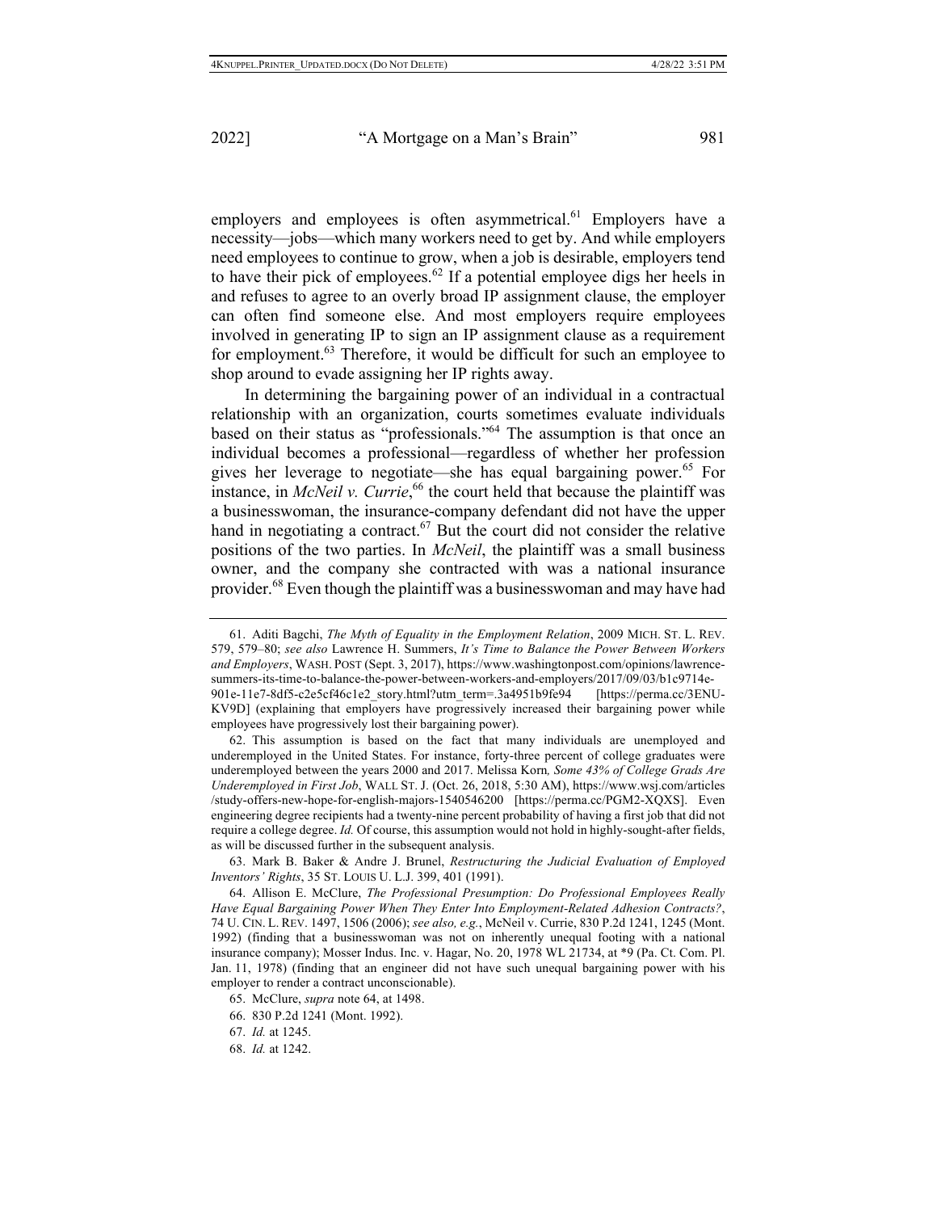employers and employees is often asymmetrical.[61] Employers have a necessity—jobs—which many workers need to get by. And while employers need employees to continue to grow, when a job is desirable, employers tend to have their pick of employees.[62] If a potential employee digs her heels in and refuses to agree to an overly broad IP assignment clause, the employer can often find someone else. And most employers require employees involved in generating IP to sign an IP assignment clause as a requirement for employment.[63] Therefore, it would be difficult for such an employee to shop around to evade assigning her IP rights away.

In determining the bargaining power of an individual in a contractual relationship with an organization, courts sometimes evaluate individuals based on their status as "professionals."[64] The assumption is that once an individual becomes a professional—regardless of whether her profession gives her leverage to negotiate—she has equal bargaining power.[65] For instance, in *McNeil v. Currie*,[66] the court held that because the plaintiff was a businesswoman, the insurance-company defendant did not have the upper hand in negotiating a contract.[67] But the court did not consider the relative positions of the two parties. In *McNeil*, the plaintiff was a small business owner, and the company she contracted with was a national insurance provider.[68] Even though the plaintiff was a businesswoman and may have had

---

61. Aditi Bagchi, *The Myth of Equality in the Employment Relation*, 2009 MICH. ST. L. REV. 579, 579–80; *see also* Lawrence H. Summers, *It's Time to Balance the Power Between Workers and Employers*, WASH. POST (Sept. 3, 2017), https://www.washingtonpost.com/opinions/lawrence-summers-its-time-to-balance-the-power-between-workers-and-employers/2017/09/03/b1c9714e-901e-11e7-8df5-c2e5cf46c1e2_story.html?utm_term=.3a4951b9fe94 [https://perma.cc/3ENU-KV9D] (explaining that employers have progressively increased their bargaining power while employees have progressively lost their bargaining power).

62. This assumption is based on the fact that many individuals are unemployed and underemployed in the United States. For instance, forty-three percent of college graduates were underemployed between the years 2000 and 2017. Melissa Korn*, Some 43% of College Grads Are Underemployed in First Job*, WALL ST. J. (Oct. 26, 2018, 5:30 AM), https://www.wsj.com/articles/study-offers-new-hope-for-english-majors-1540546200 [https://perma.cc/PGM2-XQXS]. Even engineering degree recipients had a twenty-nine percent probability of having a first job that did not require a college degree. *Id.* Of course, this assumption would not hold in highly-sought-after fields, as will be discussed further in the subsequent analysis.

63. Mark B. Baker & Andre J. Brunel, *Restructuring the Judicial Evaluation of Employed Inventors' Rights*, 35 ST. LOUIS U. L.J. 399, 401 (1991).

64. Allison E. McClure, *The Professional Presumption: Do Professional Employees Really Have Equal Bargaining Power When They Enter Into Employment-Related Adhesion Contracts?*, 74 U. CIN. L. REV. 1497, 1506 (2006); *see also, e.g.*, McNeil v. Currie, 830 P.2d 1241, 1245 (Mont. 1992) (finding that a businesswoman was not on inherently unequal footing with a national insurance company); Mosser Indus. Inc. v. Hagar, No. 20, 1978 WL 21734, at *9 (Pa. Ct. Com. Pl. Jan. 11, 1978) (finding that an engineer did not have such unequal bargaining power with his employer to render a contract unconscionable).

65. McClure, *supra* note 64, at 1498.

66. 830 P.2d 1241 (Mont. 1992).

67. *Id.* at 1245.

68. *Id.* at 1242.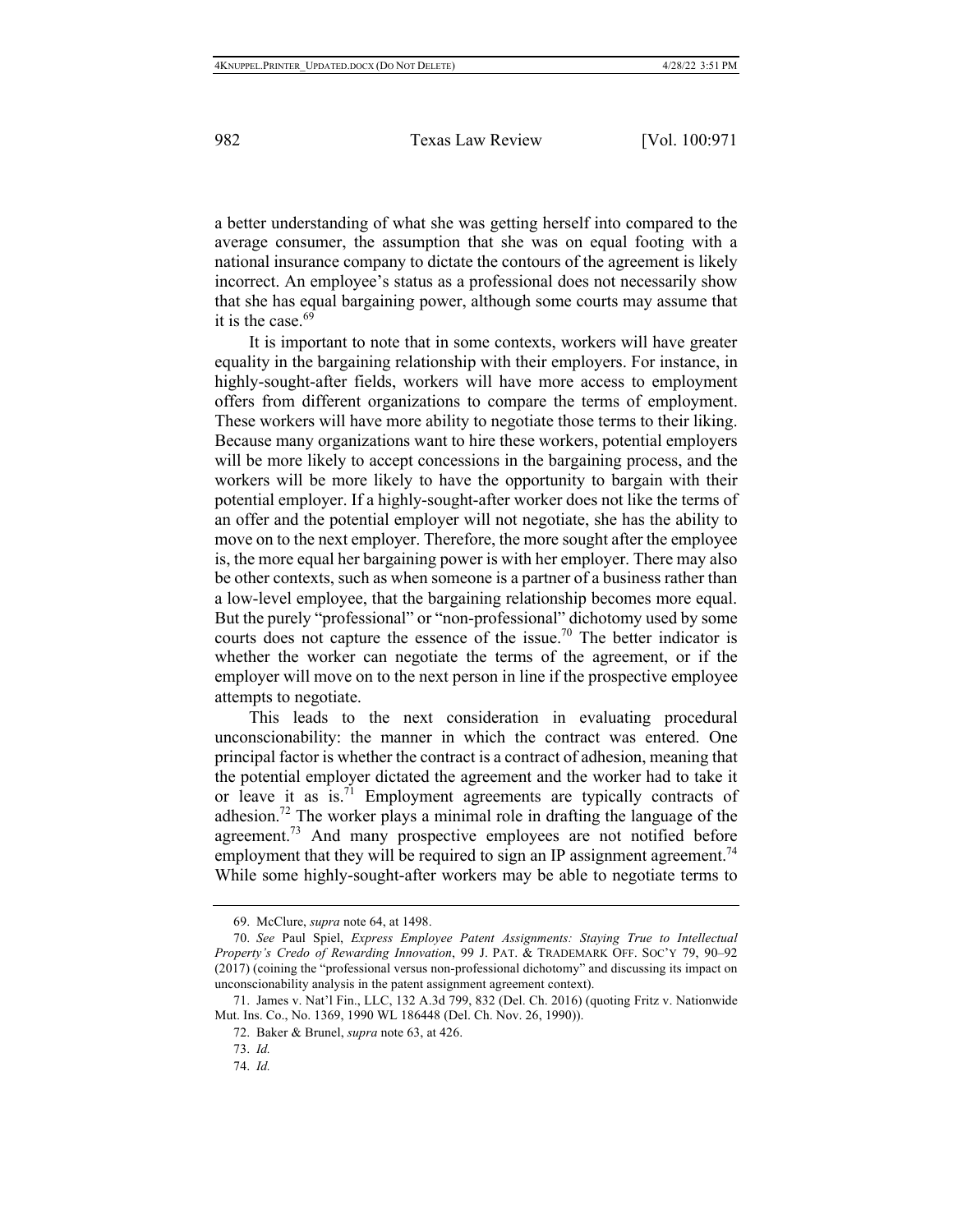a better understanding of what she was getting herself into compared to the average consumer, the assumption that she was on equal footing with a national insurance company to dictate the contours of the agreement is likely incorrect. An employee's status as a professional does not necessarily show that she has equal bargaining power, although some courts may assume that it is the case.[69]

It is important to note that in some contexts, workers will have greater equality in the bargaining relationship with their employers. For instance, in highly-sought-after fields, workers will have more access to employment offers from different organizations to compare the terms of employment. These workers will have more ability to negotiate those terms to their liking. Because many organizations want to hire these workers, potential employers will be more likely to accept concessions in the bargaining process, and the workers will be more likely to have the opportunity to bargain with their potential employer. If a highly-sought-after worker does not like the terms of an offer and the potential employer will not negotiate, she has the ability to move on to the next employer. Therefore, the more sought after the employee is, the more equal her bargaining power is with her employer. There may also be other contexts, such as when someone is a partner of a business rather than a low-level employee, that the bargaining relationship becomes more equal. But the purely "professional" or "non-professional" dichotomy used by some courts does not capture the essence of the issue.[70] The better indicator is whether the worker can negotiate the terms of the agreement, or if the employer will move on to the next person in line if the prospective employee attempts to negotiate.

This leads to the next consideration in evaluating procedural unconscionability: the manner in which the contract was entered. One principal factor is whether the contract is a contract of adhesion, meaning that the potential employer dictated the agreement and the worker had to take it or leave it as is.[71] Employment agreements are typically contracts of adhesion.[72] The worker plays a minimal role in drafting the language of the agreement.[73] And many prospective employees are not notified before employment that they will be required to sign an IP assignment agreement.[74] While some highly-sought-after workers may be able to negotiate terms to

---

69. McClure, *supra* note 64, at 1498.

70. *See* Paul Spiel, *Express Employee Patent Assignments: Staying True to Intellectual Property's Credo of Rewarding Innovation*, 99 J. PAT. & TRADEMARK OFF. SOC'Y 79, 90–92 (2017) (coining the "professional versus non-professional dichotomy" and discussing its impact on unconscionability analysis in the patent assignment agreement context).

71. James v. Nat'l Fin., LLC, 132 A.3d 799, 832 (Del. Ch. 2016) (quoting Fritz v. Nationwide Mut. Ins. Co., No. 1369, 1990 WL 186448 (Del. Ch. Nov. 26, 1990)).

72. Baker & Brunel, *supra* note 63, at 426.

73. *Id.*

74. *Id.*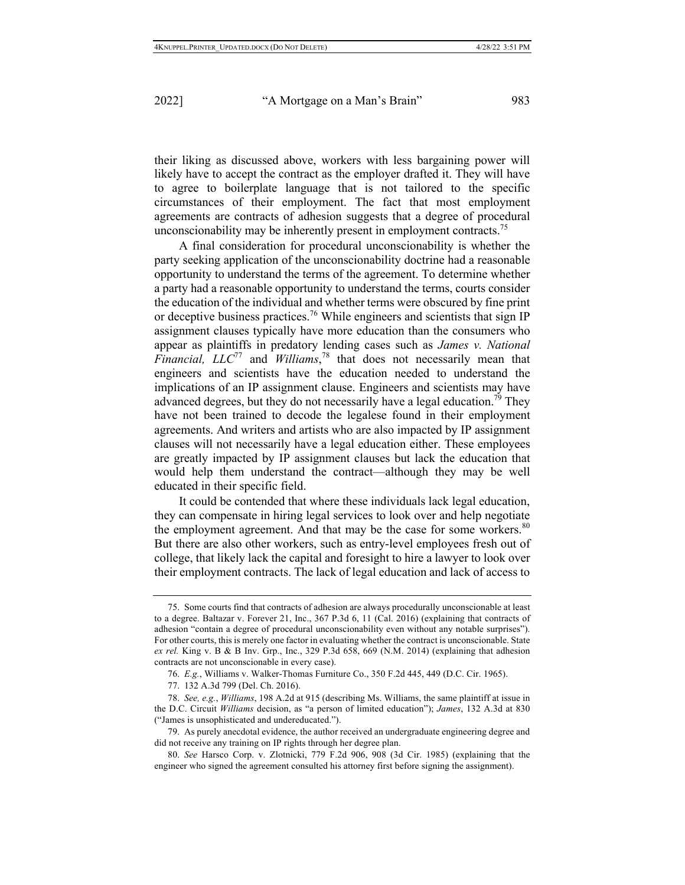their liking as discussed above, workers with less bargaining power will likely have to accept the contract as the employer drafted it. They will have to agree to boilerplate language that is not tailored to the specific circumstances of their employment. The fact that most employment agreements are contracts of adhesion suggests that a degree of procedural unconscionability may be inherently present in employment contracts.[75]

A final consideration for procedural unconscionability is whether the party seeking application of the unconscionability doctrine had a reasonable opportunity to understand the terms of the agreement. To determine whether a party had a reasonable opportunity to understand the terms, courts consider the education of the individual and whether terms were obscured by fine print or deceptive business practices.[76] While engineers and scientists that sign IP assignment clauses typically have more education than the consumers who appear as plaintiffs in predatory lending cases such as *James v. National Financial, LLC*[77] and *Williams*,[78] that does not necessarily mean that engineers and scientists have the education needed to understand the implications of an IP assignment clause. Engineers and scientists may have advanced degrees, but they do not necessarily have a legal education.[79] They have not been trained to decode the legalese found in their employment agreements. And writers and artists who are also impacted by IP assignment clauses will not necessarily have a legal education either. These employees are greatly impacted by IP assignment clauses but lack the education that would help them understand the contract—although they may be well educated in their specific field.

It could be contended that where these individuals lack legal education, they can compensate in hiring legal services to look over and help negotiate the employment agreement. And that may be the case for some workers.[80] But there are also other workers, such as entry-level employees fresh out of college, that likely lack the capital and foresight to hire a lawyer to look over their employment contracts. The lack of legal education and lack of access to

---

75. Some courts find that contracts of adhesion are always procedurally unconscionable at least to a degree. Baltazar v. Forever 21, Inc., 367 P.3d 6, 11 (Cal. 2016) (explaining that contracts of adhesion "contain a degree of procedural unconscionability even without any notable surprises"). For other courts, this is merely one factor in evaluating whether the contract is unconscionable. State *ex rel.* King v. B & B Inv. Grp., Inc., 329 P.3d 658, 669 (N.M. 2014) (explaining that adhesion contracts are not unconscionable in every case).

76. *E.g.*, Williams v. Walker-Thomas Furniture Co., 350 F.2d 445, 449 (D.C. Cir. 1965).

77. 132 A.3d 799 (Del. Ch. 2016).

78. *See, e.g.*, *Williams*, 198 A.2d at 915 (describing Ms. Williams, the same plaintiff at issue in the D.C. Circuit *Williams* decision, as "a person of limited education"); *James*, 132 A.3d at 830 ("James is unsophisticated and undereducated.").

79. As purely anecdotal evidence, the author received an undergraduate engineering degree and did not receive any training on IP rights through her degree plan.

80. *See* Harsco Corp. v. Zlotnicki, 779 F.2d 906, 908 (3d Cir. 1985) (explaining that the engineer who signed the agreement consulted his attorney first before signing the assignment).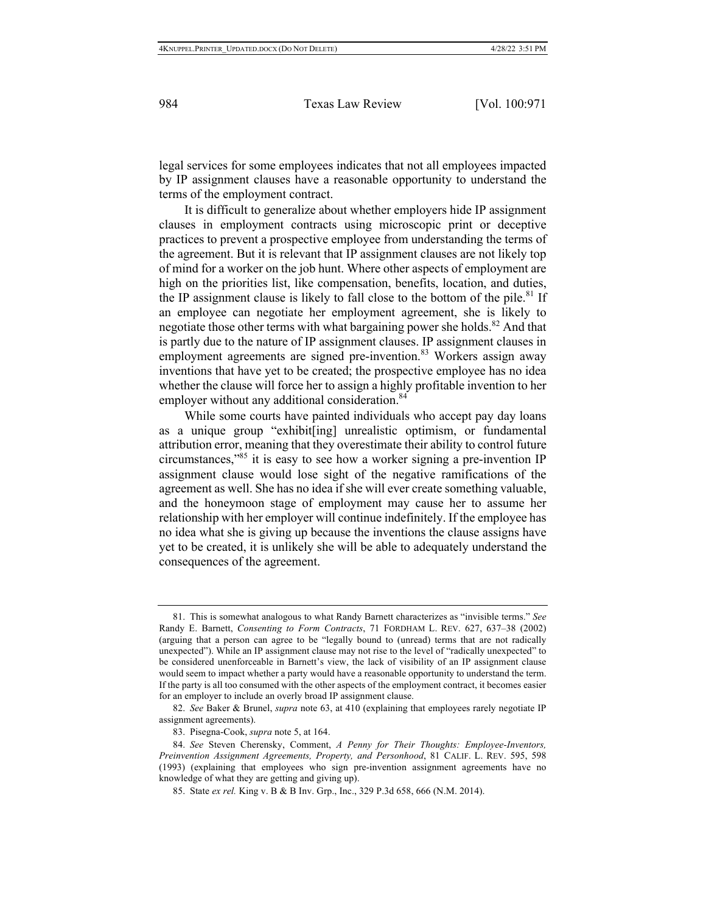legal services for some employees indicates that not all employees impacted by IP assignment clauses have a reasonable opportunity to understand the terms of the employment contract.

It is difficult to generalize about whether employers hide IP assignment clauses in employment contracts using microscopic print or deceptive practices to prevent a prospective employee from understanding the terms of the agreement. But it is relevant that IP assignment clauses are not likely top of mind for a worker on the job hunt. Where other aspects of employment are high on the priorities list, like compensation, benefits, location, and duties, the IP assignment clause is likely to fall close to the bottom of the pile.[81] If an employee can negotiate her employment agreement, she is likely to negotiate those other terms with what bargaining power she holds.[82] And that is partly due to the nature of IP assignment clauses. IP assignment clauses in employment agreements are signed pre-invention.[83] Workers assign away inventions that have yet to be created; the prospective employee has no idea whether the clause will force her to assign a highly profitable invention to her employer without any additional consideration.[84]

While some courts have painted individuals who accept pay day loans as a unique group "exhibit[ing] unrealistic optimism, or fundamental attribution error, meaning that they overestimate their ability to control future circumstances,"[85] it is easy to see how a worker signing a pre-invention IP assignment clause would lose sight of the negative ramifications of the agreement as well. She has no idea if she will ever create something valuable, and the honeymoon stage of employment may cause her to assume her relationship with her employer will continue indefinitely. If the employee has no idea what she is giving up because the inventions the clause assigns have yet to be created, it is unlikely she will be able to adequately understand the consequences of the agreement.

---

81. This is somewhat analogous to what Randy Barnett characterizes as "invisible terms." *See* Randy E. Barnett, *Consenting to Form Contracts*, 71 FORDHAM L. REV. 627, 637–38 (2002) (arguing that a person can agree to be "legally bound to (unread) terms that are not radically unexpected"). While an IP assignment clause may not rise to the level of "radically unexpected" to be considered unenforceable in Barnett's view, the lack of visibility of an IP assignment clause would seem to impact whether a party would have a reasonable opportunity to understand the term. If the party is all too consumed with the other aspects of the employment contract, it becomes easier for an employer to include an overly broad IP assignment clause.

82. *See* Baker & Brunel, *supra* note 63, at 410 (explaining that employees rarely negotiate IP assignment agreements).

83. Pisegna-Cook, *supra* note 5, at 164.

84. *See* Steven Cherensky, Comment, *A Penny for Their Thoughts: Employee-Inventors, Preinvention Assignment Agreements, Property, and Personhood*, 81 CALIF. L. REV. 595, 598 (1993) (explaining that employees who sign pre-invention assignment agreements have no knowledge of what they are getting and giving up).

85. State *ex rel.* King v. B & B Inv. Grp., Inc., 329 P.3d 658, 666 (N.M. 2014).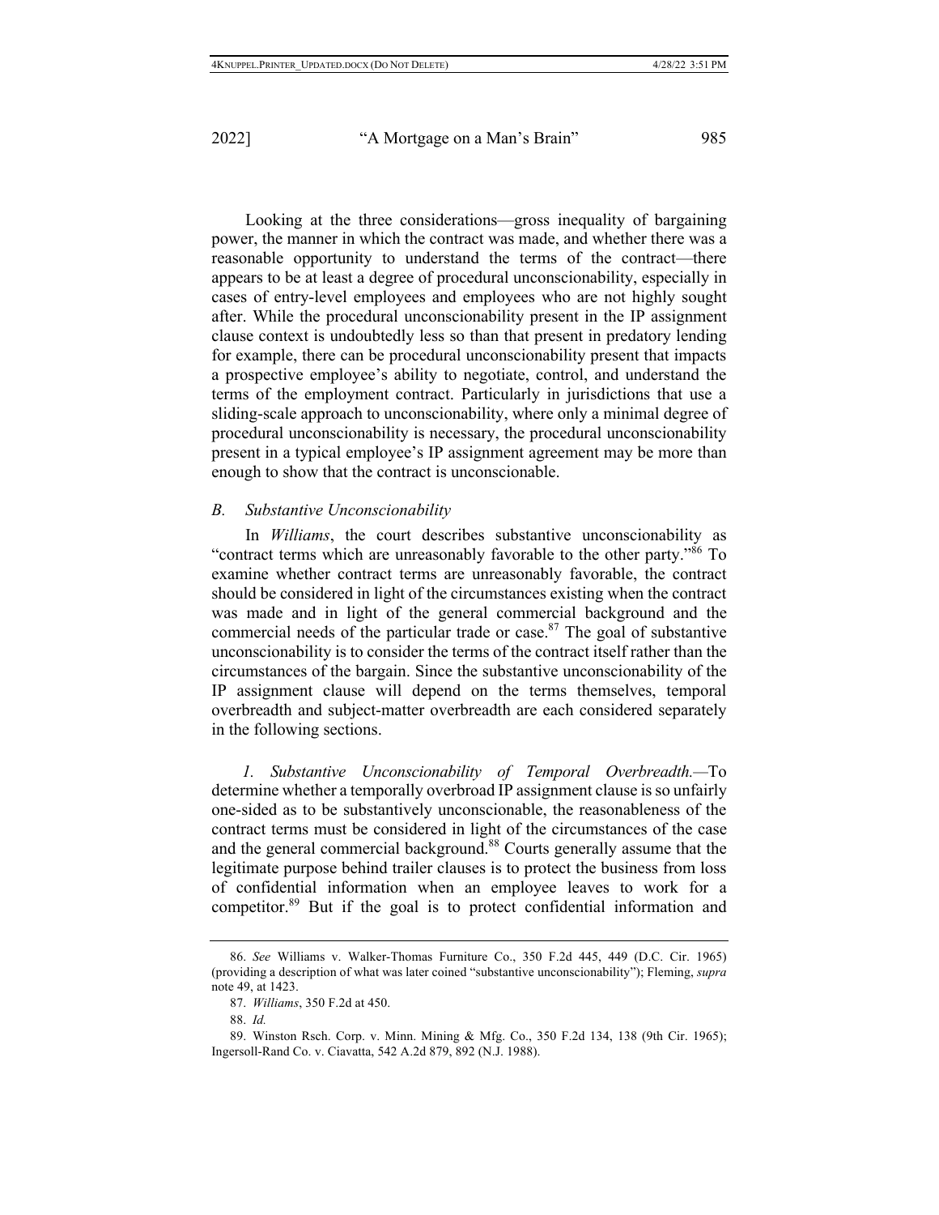Looking at the three considerations—gross inequality of bargaining power, the manner in which the contract was made, and whether there was a reasonable opportunity to understand the terms of the contract—there appears to be at least a degree of procedural unconscionability, especially in cases of entry-level employees and employees who are not highly sought after. While the procedural unconscionability present in the IP assignment clause context is undoubtedly less so than that present in predatory lending for example, there can be procedural unconscionability present that impacts a prospective employee's ability to negotiate, control, and understand the terms of the employment contract. Particularly in jurisdictions that use a sliding-scale approach to unconscionability, where only a minimal degree of procedural unconscionability is necessary, the procedural unconscionability present in a typical employee's IP assignment agreement may be more than enough to show that the contract is unconscionable.

### *B. Substantive Unconscionability*

In *Williams*, the court describes substantive unconscionability as "contract terms which are unreasonably favorable to the other party."[86] To examine whether contract terms are unreasonably favorable, the contract should be considered in light of the circumstances existing when the contract was made and in light of the general commercial background and the commercial needs of the particular trade or case.[87] The goal of substantive unconscionability is to consider the terms of the contract itself rather than the circumstances of the bargain. Since the substantive unconscionability of the IP assignment clause will depend on the terms themselves, temporal overbreadth and subject-matter overbreadth are each considered separately in the following sections.

*1. Substantive Unconscionability of Temporal Overbreadth.*—To determine whether a temporally overbroad IP assignment clause is so unfairly one-sided as to be substantively unconscionable, the reasonableness of the contract terms must be considered in light of the circumstances of the case and the general commercial background.[88] Courts generally assume that the legitimate purpose behind trailer clauses is to protect the business from loss of confidential information when an employee leaves to work for a competitor.[89] But if the goal is to protect confidential information and

---

86. *See* Williams v. Walker-Thomas Furniture Co., 350 F.2d 445, 449 (D.C. Cir. 1965) (providing a description of what was later coined "substantive unconscionability"); Fleming, *supra* note 49, at 1423.

87. *Williams*, 350 F.2d at 450.

88. *Id.*

89. Winston Rsch. Corp. v. Minn. Mining & Mfg. Co., 350 F.2d 134, 138 (9th Cir. 1965); Ingersoll-Rand Co. v. Ciavatta, 542 A.2d 879, 892 (N.J. 1988).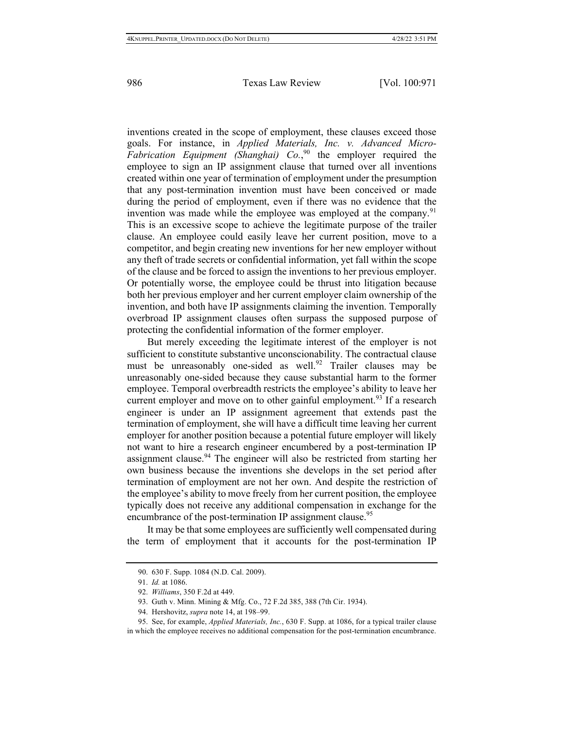inventions created in the scope of employment, these clauses exceed those goals. For instance, in *Applied Materials, Inc. v. Advanced Micro-Fabrication Equipment (Shanghai) Co.*,[90] the employer required the employee to sign an IP assignment clause that turned over all inventions created within one year of termination of employment under the presumption that any post-termination invention must have been conceived or made during the period of employment, even if there was no evidence that the invention was made while the employee was employed at the company.[91] This is an excessive scope to achieve the legitimate purpose of the trailer clause. An employee could easily leave her current position, move to a competitor, and begin creating new inventions for her new employer without any theft of trade secrets or confidential information, yet fall within the scope of the clause and be forced to assign the inventions to her previous employer. Or potentially worse, the employee could be thrust into litigation because both her previous employer and her current employer claim ownership of the invention, and both have IP assignments claiming the invention. Temporally overbroad IP assignment clauses often surpass the supposed purpose of protecting the confidential information of the former employer.

But merely exceeding the legitimate interest of the employer is not sufficient to constitute substantive unconscionability. The contractual clause must be unreasonably one-sided as well.[92] Trailer clauses may be unreasonably one-sided because they cause substantial harm to the former employee. Temporal overbreadth restricts the employee's ability to leave her current employer and move on to other gainful employment.[93] If a research engineer is under an IP assignment agreement that extends past the termination of employment, she will have a difficult time leaving her current employer for another position because a potential future employer will likely not want to hire a research engineer encumbered by a post-termination IP assignment clause.[94] The engineer will also be restricted from starting her own business because the inventions she develops in the set period after termination of employment are not her own. And despite the restriction of the employee's ability to move freely from her current position, the employee typically does not receive any additional compensation in exchange for the encumbrance of the post-termination IP assignment clause.[95]

It may be that some employees are sufficiently well compensated during the term of employment that it accounts for the post-termination IP

---

90. 630 F. Supp. 1084 (N.D. Cal. 2009).

91. *Id.* at 1086.

92. *Williams*, 350 F.2d at 449.

93. Guth v. Minn. Mining & Mfg. Co., 72 F.2d 385, 388 (7th Cir. 1934).

94. Hershovitz, *supra* note 14, at 198–99.

95. See, for example, *Applied Materials, Inc.*, 630 F. Supp. at 1086, for a typical trailer clause in which the employee receives no additional compensation for the post-termination encumbrance.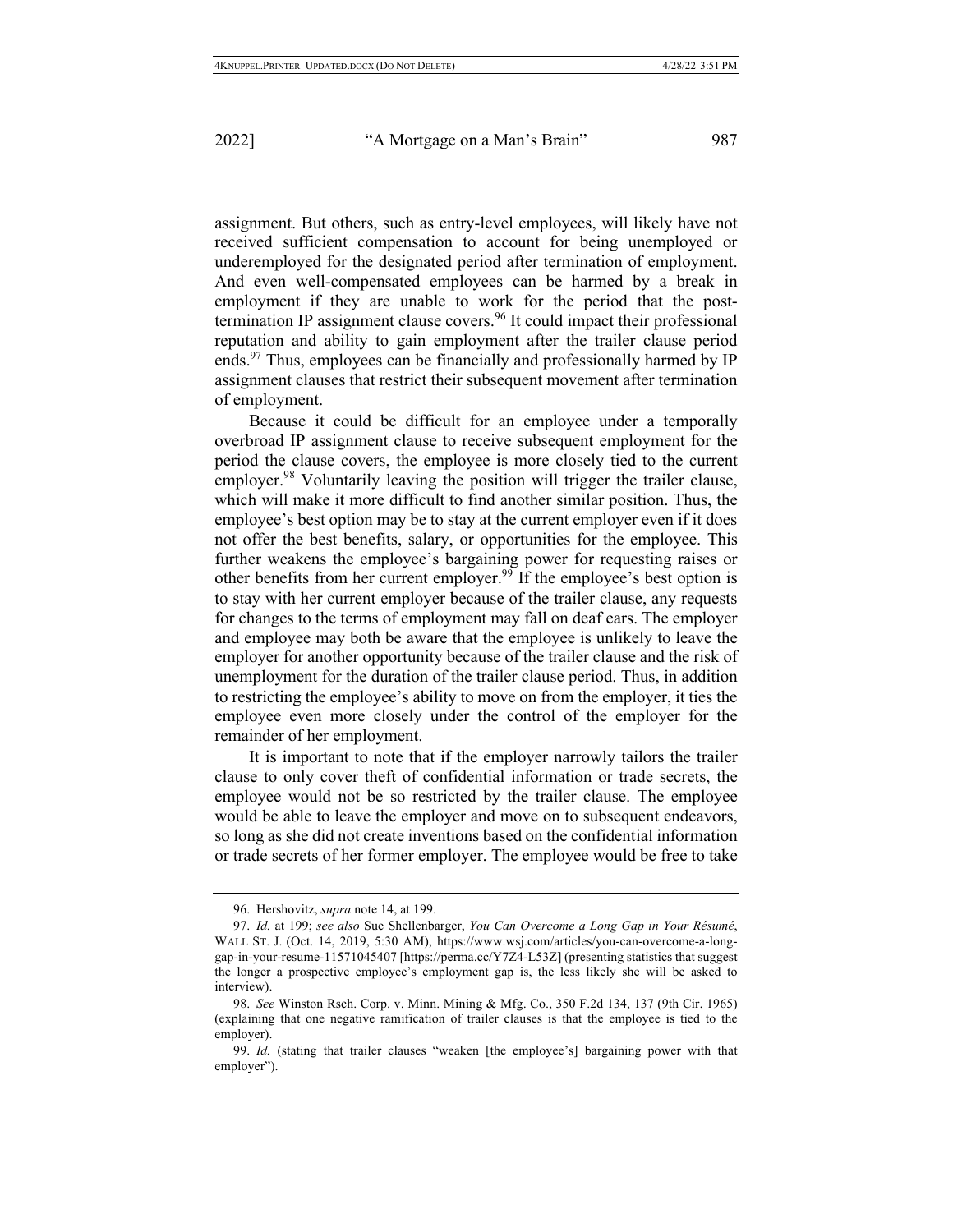assignment. But others, such as entry-level employees, will likely have not received sufficient compensation to account for being unemployed or underemployed for the designated period after termination of employment. And even well-compensated employees can be harmed by a break in employment if they are unable to work for the period that the post-termination IP assignment clause covers.[96] It could impact their professional reputation and ability to gain employment after the trailer clause period ends.[97] Thus, employees can be financially and professionally harmed by IP assignment clauses that restrict their subsequent movement after termination of employment.

Because it could be difficult for an employee under a temporally overbroad IP assignment clause to receive subsequent employment for the period the clause covers, the employee is more closely tied to the current employer.[98] Voluntarily leaving the position will trigger the trailer clause, which will make it more difficult to find another similar position. Thus, the employee's best option may be to stay at the current employer even if it does not offer the best benefits, salary, or opportunities for the employee. This further weakens the employee's bargaining power for requesting raises or other benefits from her current employer.[99] If the employee's best option is to stay with her current employer because of the trailer clause, any requests for changes to the terms of employment may fall on deaf ears. The employer and employee may both be aware that the employee is unlikely to leave the employer for another opportunity because of the trailer clause and the risk of unemployment for the duration of the trailer clause period. Thus, in addition to restricting the employee's ability to move on from the employer, it ties the employee even more closely under the control of the employer for the remainder of her employment.

It is important to note that if the employer narrowly tailors the trailer clause to only cover theft of confidential information or trade secrets, the employee would not be so restricted by the trailer clause. The employee would be able to leave the employer and move on to subsequent endeavors, so long as she did not create inventions based on the confidential information or trade secrets of her former employer. The employee would be free to take

---

96. Hershovitz, *supra* note 14, at 199.

97. *Id.* at 199; *see also* Sue Shellenbarger, *You Can Overcome a Long Gap in Your Résumé*, WALL ST. J. (Oct. 14, 2019, 5:30 AM), https://www.wsj.com/articles/you-can-overcome-a-long-gap-in-your-resume-11571045407 [https://perma.cc/Y7Z4-L53Z] (presenting statistics that suggest the longer a prospective employee's employment gap is, the less likely she will be asked to interview).

98. *See* Winston Rsch. Corp. v. Minn. Mining & Mfg. Co., 350 F.2d 134, 137 (9th Cir. 1965) (explaining that one negative ramification of trailer clauses is that the employee is tied to the employer).

99. *Id.* (stating that trailer clauses "weaken [the employee's] bargaining power with that employer").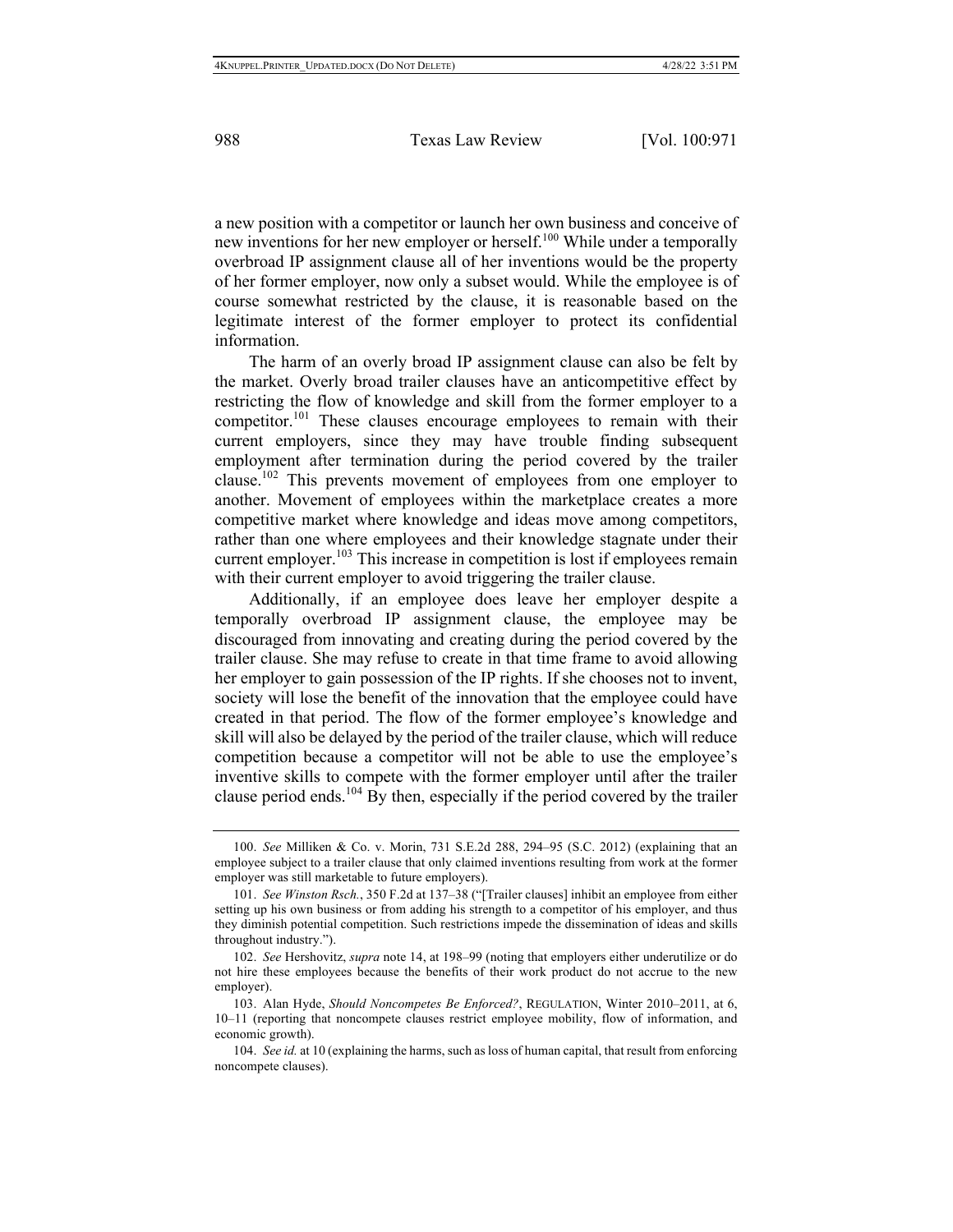a new position with a competitor or launch her own business and conceive of new inventions for her new employer or herself.[100] While under a temporally overbroad IP assignment clause all of her inventions would be the property of her former employer, now only a subset would. While the employee is of course somewhat restricted by the clause, it is reasonable based on the legitimate interest of the former employer to protect its confidential information.

The harm of an overly broad IP assignment clause can also be felt by the market. Overly broad trailer clauses have an anticompetitive effect by restricting the flow of knowledge and skill from the former employer to a competitor.[101] These clauses encourage employees to remain with their current employers, since they may have trouble finding subsequent employment after termination during the period covered by the trailer clause.[102] This prevents movement of employees from one employer to another. Movement of employees within the marketplace creates a more competitive market where knowledge and ideas move among competitors, rather than one where employees and their knowledge stagnate under their current employer.[103] This increase in competition is lost if employees remain with their current employer to avoid triggering the trailer clause.

Additionally, if an employee does leave her employer despite a temporally overbroad IP assignment clause, the employee may be discouraged from innovating and creating during the period covered by the trailer clause. She may refuse to create in that time frame to avoid allowing her employer to gain possession of the IP rights. If she chooses not to invent, society will lose the benefit of the innovation that the employee could have created in that period. The flow of the former employee's knowledge and skill will also be delayed by the period of the trailer clause, which will reduce competition because a competitor will not be able to use the employee's inventive skills to compete with the former employer until after the trailer clause period ends.[104] By then, especially if the period covered by the trailer

---

100. *See* Milliken & Co. v. Morin, 731 S.E.2d 288, 294–95 (S.C. 2012) (explaining that an employee subject to a trailer clause that only claimed inventions resulting from work at the former employer was still marketable to future employers).

101. *See Winston Rsch.*, 350 F.2d at 137–38 ("[Trailer clauses] inhibit an employee from either setting up his own business or from adding his strength to a competitor of his employer, and thus they diminish potential competition. Such restrictions impede the dissemination of ideas and skills throughout industry.").

102. *See* Hershovitz, *supra* note 14, at 198–99 (noting that employers either underutilize or do not hire these employees because the benefits of their work product do not accrue to the new employer).

103. Alan Hyde, *Should Noncompetes Be Enforced?*, REGULATION, Winter 2010–2011, at 6, 10–11 (reporting that noncompete clauses restrict employee mobility, flow of information, and economic growth).

104. *See id.* at 10 (explaining the harms, such as loss of human capital, that result from enforcing noncompete clauses).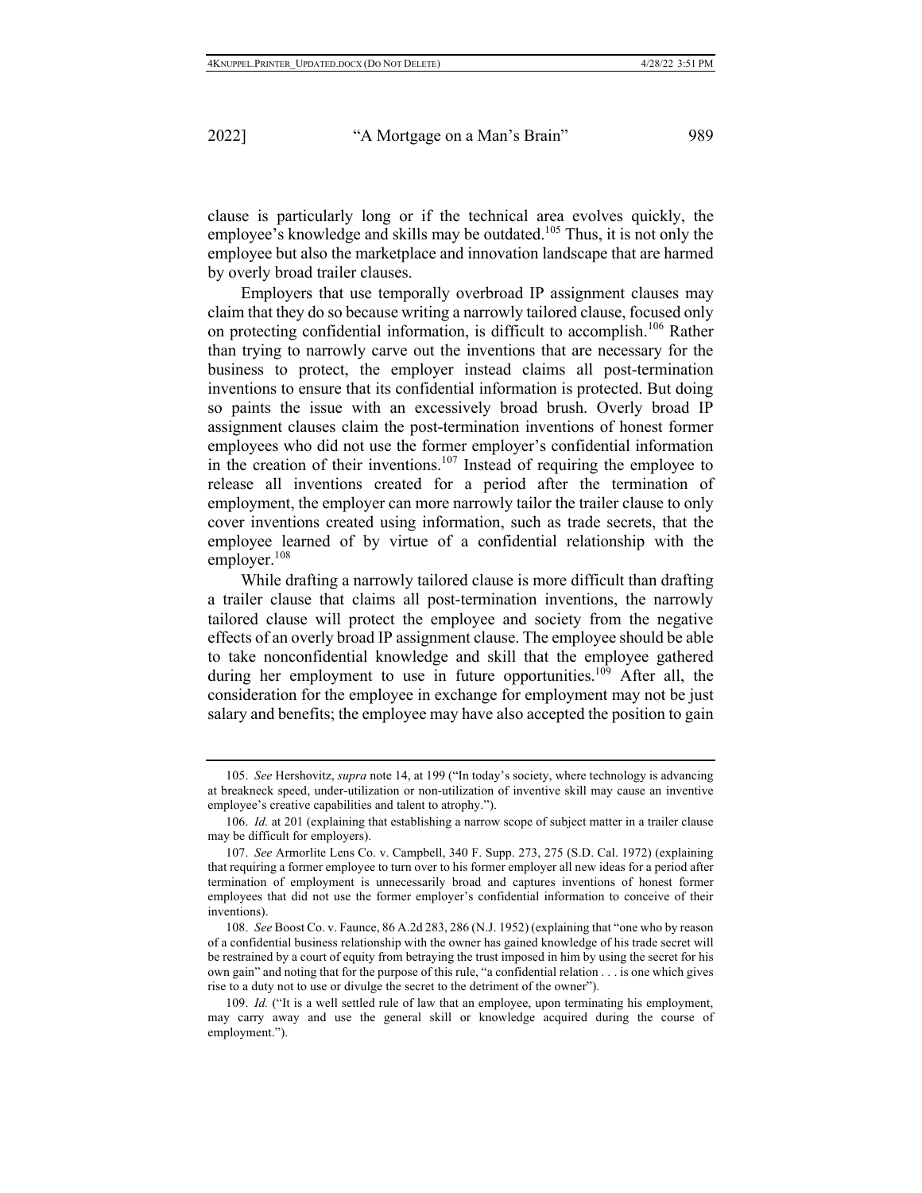clause is particularly long or if the technical area evolves quickly, the employee's knowledge and skills may be outdated.[105] Thus, it is not only the employee but also the marketplace and innovation landscape that are harmed by overly broad trailer clauses.

Employers that use temporally overbroad IP assignment clauses may claim that they do so because writing a narrowly tailored clause, focused only on protecting confidential information, is difficult to accomplish.[106] Rather than trying to narrowly carve out the inventions that are necessary for the business to protect, the employer instead claims all post-termination inventions to ensure that its confidential information is protected. But doing so paints the issue with an excessively broad brush. Overly broad IP assignment clauses claim the post-termination inventions of honest former employees who did not use the former employer's confidential information in the creation of their inventions.[107] Instead of requiring the employee to release all inventions created for a period after the termination of employment, the employer can more narrowly tailor the trailer clause to only cover inventions created using information, such as trade secrets, that the employee learned of by virtue of a confidential relationship with the employer.[108]

While drafting a narrowly tailored clause is more difficult than drafting a trailer clause that claims all post-termination inventions, the narrowly tailored clause will protect the employee and society from the negative effects of an overly broad IP assignment clause. The employee should be able to take nonconfidential knowledge and skill that the employee gathered during her employment to use in future opportunities.[109] After all, the consideration for the employee in exchange for employment may not be just salary and benefits; the employee may have also accepted the position to gain

---

105. *See* Hershovitz, *supra* note 14, at 199 ("In today's society, where technology is advancing at breakneck speed, under-utilization or non-utilization of inventive skill may cause an inventive employee's creative capabilities and talent to atrophy.").

106. *Id.* at 201 (explaining that establishing a narrow scope of subject matter in a trailer clause may be difficult for employers).

107. *See* Armorlite Lens Co. v. Campbell, 340 F. Supp. 273, 275 (S.D. Cal. 1972) (explaining that requiring a former employee to turn over to his former employer all new ideas for a period after termination of employment is unnecessarily broad and captures inventions of honest former employees that did not use the former employer's confidential information to conceive of their inventions).

108. *See* Boost Co. v. Faunce, 86 A.2d 283, 286 (N.J. 1952) (explaining that "one who by reason of a confidential business relationship with the owner has gained knowledge of his trade secret will be restrained by a court of equity from betraying the trust imposed in him by using the secret for his own gain" and noting that for the purpose of this rule, "a confidential relation . . . is one which gives rise to a duty not to use or divulge the secret to the detriment of the owner").

109. *Id.* ("It is a well settled rule of law that an employee, upon terminating his employment, may carry away and use the general skill or knowledge acquired during the course of employment.").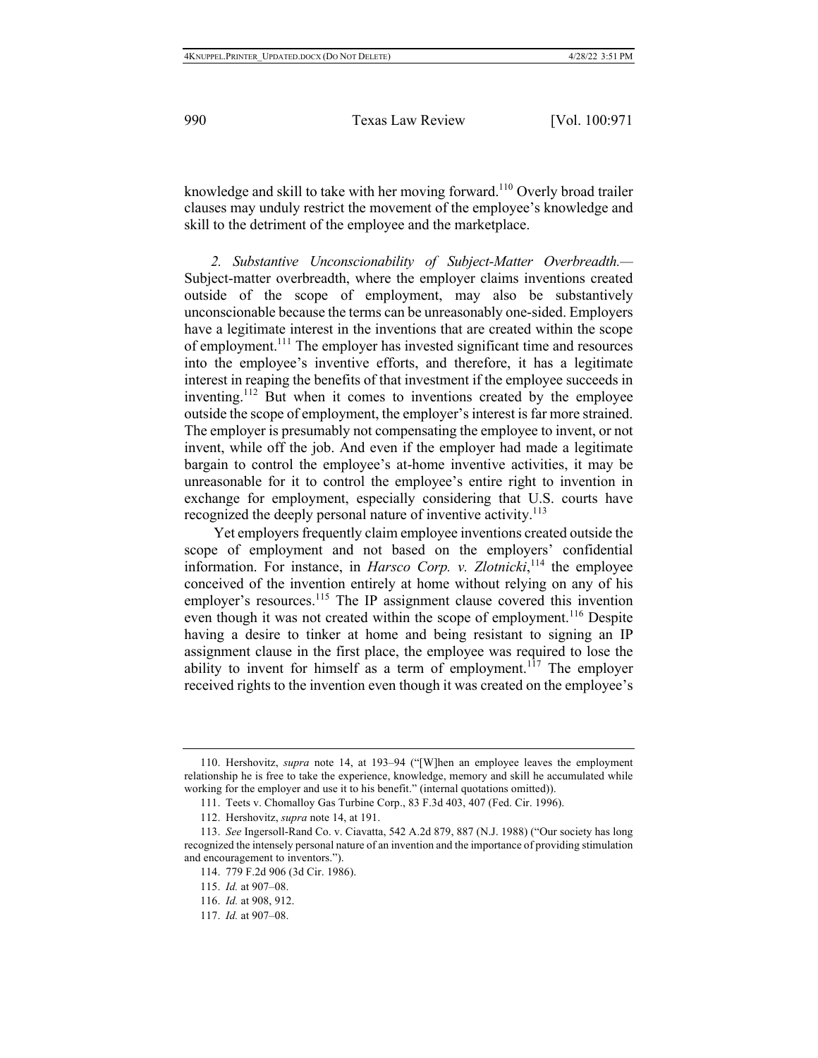knowledge and skill to take with her moving forward.[110] Overly broad trailer clauses may unduly restrict the movement of the employee's knowledge and skill to the detriment of the employee and the marketplace.

*2. Substantive Unconscionability of Subject-Matter Overbreadth.*— Subject-matter overbreadth, where the employer claims inventions created outside of the scope of employment, may also be substantively unconscionable because the terms can be unreasonably one-sided. Employers have a legitimate interest in the inventions that are created within the scope of employment.[111] The employer has invested significant time and resources into the employee's inventive efforts, and therefore, it has a legitimate interest in reaping the benefits of that investment if the employee succeeds in inventing.[112] But when it comes to inventions created by the employee outside the scope of employment, the employer's interest is far more strained. The employer is presumably not compensating the employee to invent, or not invent, while off the job. And even if the employer had made a legitimate bargain to control the employee's at-home inventive activities, it may be unreasonable for it to control the employee's entire right to invention in exchange for employment, especially considering that U.S. courts have recognized the deeply personal nature of inventive activity.[113]

Yet employers frequently claim employee inventions created outside the scope of employment and not based on the employers' confidential information. For instance, in *Harsco Corp. v. Zlotnicki*,[114] the employee conceived of the invention entirely at home without relying on any of his employer's resources.[115] The IP assignment clause covered this invention even though it was not created within the scope of employment.[116] Despite having a desire to tinker at home and being resistant to signing an IP assignment clause in the first place, the employee was required to lose the ability to invent for himself as a term of employment.[117] The employer received rights to the invention even though it was created on the employee's

---

110. Hershovitz, *supra* note 14, at 193–94 ("[W]hen an employee leaves the employment relationship he is free to take the experience, knowledge, memory and skill he accumulated while working for the employer and use it to his benefit." (internal quotations omitted)).

111. Teets v. Chomalloy Gas Turbine Corp., 83 F.3d 403, 407 (Fed. Cir. 1996).

112. Hershovitz, *supra* note 14, at 191.

113. *See* Ingersoll-Rand Co. v. Ciavatta, 542 A.2d 879, 887 (N.J. 1988) ("Our society has long recognized the intensely personal nature of an invention and the importance of providing stimulation and encouragement to inventors.").

114. 779 F.2d 906 (3d Cir. 1986).

115. *Id.* at 907–08.

116. *Id.* at 908, 912.

117. *Id.* at 907–08.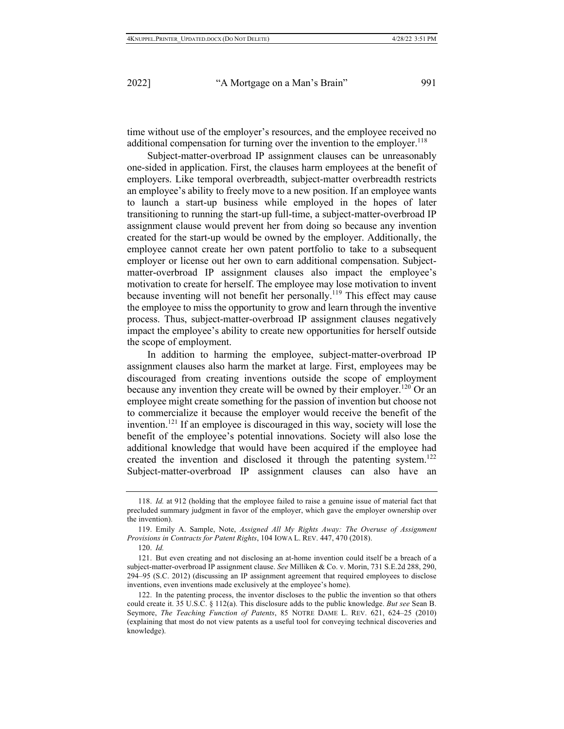time without use of the employer's resources, and the employee received no additional compensation for turning over the invention to the employer.[118]

Subject-matter-overbroad IP assignment clauses can be unreasonably one-sided in application. First, the clauses harm employees at the benefit of employers. Like temporal overbreadth, subject-matter overbreadth restricts an employee's ability to freely move to a new position. If an employee wants to launch a start-up business while employed in the hopes of later transitioning to running the start-up full-time, a subject-matter-overbroad IP assignment clause would prevent her from doing so because any invention created for the start-up would be owned by the employer. Additionally, the employee cannot create her own patent portfolio to take to a subsequent employer or license out her own to earn additional compensation. Subject-matter-overbroad IP assignment clauses also impact the employee's motivation to create for herself. The employee may lose motivation to invent because inventing will not benefit her personally.[119] This effect may cause the employee to miss the opportunity to grow and learn through the inventive process. Thus, subject-matter-overbroad IP assignment clauses negatively impact the employee's ability to create new opportunities for herself outside the scope of employment.

In addition to harming the employee, subject-matter-overbroad IP assignment clauses also harm the market at large. First, employees may be discouraged from creating inventions outside the scope of employment because any invention they create will be owned by their employer.[120] Or an employee might create something for the passion of invention but choose not to commercialize it because the employer would receive the benefit of the invention.[121] If an employee is discouraged in this way, society will lose the benefit of the employee's potential innovations. Society will also lose the additional knowledge that would have been acquired if the employee had created the invention and disclosed it through the patenting system.[122] Subject-matter-overbroad IP assignment clauses can also have an

---

118. *Id.* at 912 (holding that the employee failed to raise a genuine issue of material fact that precluded summary judgment in favor of the employer, which gave the employer ownership over the invention).

119. Emily A. Sample, Note, *Assigned All My Rights Away: The Overuse of Assignment Provisions in Contracts for Patent Rights*, 104 IOWA L. REV. 447, 470 (2018).

120. *Id.*

121. But even creating and not disclosing an at-home invention could itself be a breach of a subject-matter-overbroad IP assignment clause. *See* Milliken & Co. v. Morin, 731 S.E.2d 288, 290, 294–95 (S.C. 2012) (discussing an IP assignment agreement that required employees to disclose inventions, even inventions made exclusively at the employee's home).

122. In the patenting process, the inventor discloses to the public the invention so that others could create it. 35 U.S.C. § 112(a). This disclosure adds to the public knowledge. *But see* Sean B. Seymore, *The Teaching Function of Patents*, 85 NOTRE DAME L. REV. 621, 624–25 (2010) (explaining that most do not view patents as a useful tool for conveying technical discoveries and knowledge).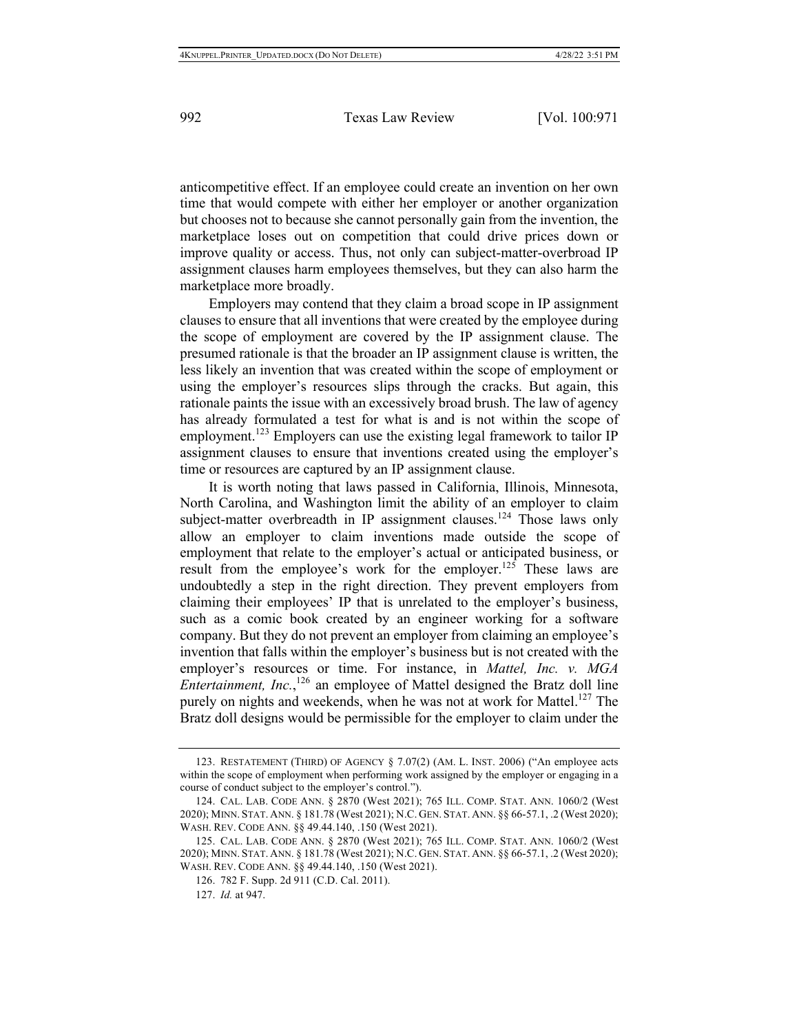anticompetitive effect. If an employee could create an invention on her own time that would compete with either her employer or another organization but chooses not to because she cannot personally gain from the invention, the marketplace loses out on competition that could drive prices down or improve quality or access. Thus, not only can subject-matter-overbroad IP assignment clauses harm employees themselves, but they can also harm the marketplace more broadly.

Employers may contend that they claim a broad scope in IP assignment clauses to ensure that all inventions that were created by the employee during the scope of employment are covered by the IP assignment clause. The presumed rationale is that the broader an IP assignment clause is written, the less likely an invention that was created within the scope of employment or using the employer's resources slips through the cracks. But again, this rationale paints the issue with an excessively broad brush. The law of agency has already formulated a test for what is and is not within the scope of employment.[123] Employers can use the existing legal framework to tailor IP assignment clauses to ensure that inventions created using the employer's time or resources are captured by an IP assignment clause.

It is worth noting that laws passed in California, Illinois, Minnesota, North Carolina, and Washington limit the ability of an employer to claim subject-matter overbreadth in IP assignment clauses.[124] Those laws only allow an employer to claim inventions made outside the scope of employment that relate to the employer's actual or anticipated business, or result from the employee's work for the employer.[125] These laws are undoubtedly a step in the right direction. They prevent employers from claiming their employees' IP that is unrelated to the employer's business, such as a comic book created by an engineer working for a software company. But they do not prevent an employer from claiming an employee's invention that falls within the employer's business but is not created with the employer's resources or time. For instance, in *Mattel, Inc. v. MGA Entertainment, Inc.*,[126] an employee of Mattel designed the Bratz doll line purely on nights and weekends, when he was not at work for Mattel.[127] The Bratz doll designs would be permissible for the employer to claim under the

---

123. RESTATEMENT (THIRD) OF AGENCY § 7.07(2) (AM. L. INST. 2006) ("An employee acts within the scope of employment when performing work assigned by the employer or engaging in a course of conduct subject to the employer's control.").

124. CAL. LAB. CODE ANN. § 2870 (West 2021); 765 ILL. COMP. STAT. ANN. 1060/2 (West 2020); MINN. STAT. ANN. § 181.78 (West 2021); N.C. GEN. STAT. ANN. §§ 66-57.1, .2 (West 2020); WASH. REV. CODE ANN. §§ 49.44.140, .150 (West 2021).

125. CAL. LAB. CODE ANN. § 2870 (West 2021); 765 ILL. COMP. STAT. ANN. 1060/2 (West 2020); MINN. STAT. ANN. § 181.78 (West 2021); N.C. GEN. STAT. ANN. §§ 66-57.1, .2 (West 2020); WASH. REV. CODE ANN. §§ 49.44.140, .150 (West 2021).

126. 782 F. Supp. 2d 911 (C.D. Cal. 2011).

127. *Id.* at 947.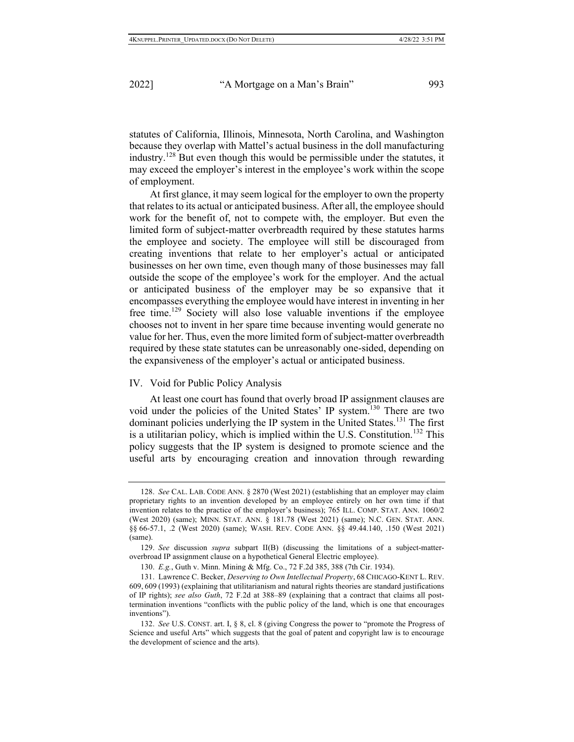statutes of California, Illinois, Minnesota, North Carolina, and Washington because they overlap with Mattel's actual business in the doll manufacturing industry.[128] But even though this would be permissible under the statutes, it may exceed the employer's interest in the employee's work within the scope of employment.

At first glance, it may seem logical for the employer to own the property that relates to its actual or anticipated business. After all, the employee should work for the benefit of, not to compete with, the employer. But even the limited form of subject-matter overbreadth required by these statutes harms the employee and society. The employee will still be discouraged from creating inventions that relate to her employer's actual or anticipated businesses on her own time, even though many of those businesses may fall outside the scope of the employee's work for the employer. And the actual or anticipated business of the employer may be so expansive that it encompasses everything the employee would have interest in inventing in her free time.[129] Society will also lose valuable inventions if the employee chooses not to invent in her spare time because inventing would generate no value for her. Thus, even the more limited form of subject-matter overbreadth required by these state statutes can be unreasonably one-sided, depending on the expansiveness of the employer's actual or anticipated business.

## IV. Void for Public Policy Analysis

At least one court has found that overly broad IP assignment clauses are void under the policies of the United States' IP system.[130] There are two dominant policies underlying the IP system in the United States.[131] The first is a utilitarian policy, which is implied within the U.S. Constitution.[132] This policy suggests that the IP system is designed to promote science and the useful arts by encouraging creation and innovation through rewarding

---

128. *See* CAL. LAB. CODE ANN. § 2870 (West 2021) (establishing that an employer may claim proprietary rights to an invention developed by an employee entirely on her own time if that invention relates to the practice of the employer's business); 765 ILL. COMP. STAT. ANN. 1060/2 (West 2020) (same); MINN. STAT. ANN. § 181.78 (West 2021) (same); N.C. GEN. STAT. ANN. §§ 66-57.1, .2 (West 2020) (same); WASH. REV. CODE ANN. §§ 49.44.140, .150 (West 2021) (same).

129. *See* discussion *supra* subpart II(B) (discussing the limitations of a subject-matter-overbroad IP assignment clause on a hypothetical General Electric employee).

130. *E.g.*, Guth v. Minn. Mining & Mfg. Co., 72 F.2d 385, 388 (7th Cir. 1934).

131. Lawrence C. Becker, *Deserving to Own Intellectual Property*, 68 CHICAGO-KENT L. REV. 609, 609 (1993) (explaining that utilitarianism and natural rights theories are standard justifications of IP rights); *see also Guth*, 72 F.2d at 388–89 (explaining that a contract that claims all post-termination inventions "conflicts with the public policy of the land, which is one that encourages inventions").

132. *See* U.S. CONST. art. I, § 8, cl. 8 (giving Congress the power to "promote the Progress of Science and useful Arts" which suggests that the goal of patent and copyright law is to encourage the development of science and the arts).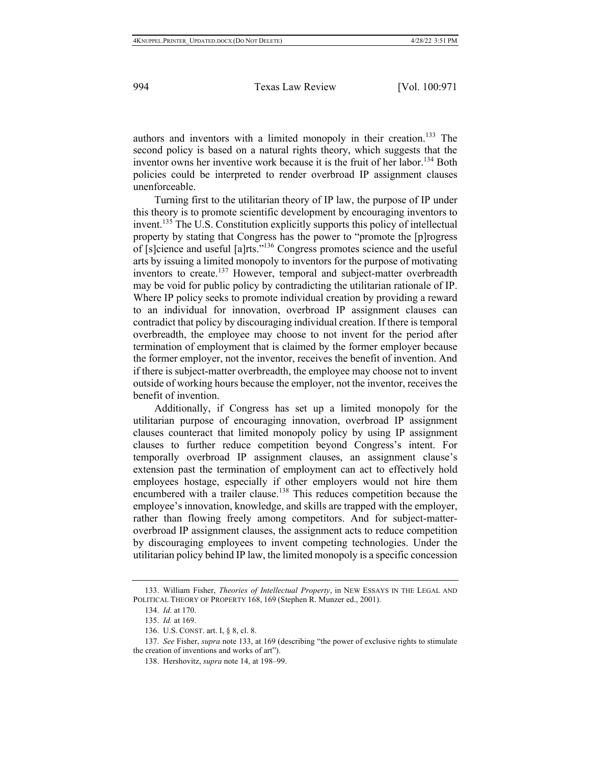authors and inventors with a limited monopoly in their creation.[133] The second policy is based on a natural rights theory, which suggests that the inventor owns her inventive work because it is the fruit of her labor.[134] Both policies could be interpreted to render overbroad IP assignment clauses unenforceable.

Turning first to the utilitarian theory of IP law, the purpose of IP under this theory is to promote scientific development by encouraging inventors to invent.[135] The U.S. Constitution explicitly supports this policy of intellectual property by stating that Congress has the power to "promote the [p]rogress of [s]cience and useful [a]rts."[136] Congress promotes science and the useful arts by issuing a limited monopoly to inventors for the purpose of motivating inventors to create.[137] However, temporal and subject-matter overbreadth may be void for public policy by contradicting the utilitarian rationale of IP. Where IP policy seeks to promote individual creation by providing a reward to an individual for innovation, overbroad IP assignment clauses can contradict that policy by discouraging individual creation. If there is temporal overbreadth, the employee may choose to not invent for the period after termination of employment that is claimed by the former employer because the former employer, not the inventor, receives the benefit of invention. And if there is subject-matter overbreadth, the employee may choose not to invent outside of working hours because the employer, not the inventor, receives the benefit of invention.

Additionally, if Congress has set up a limited monopoly for the utilitarian purpose of encouraging innovation, overbroad IP assignment clauses counteract that limited monopoly policy by using IP assignment clauses to further reduce competition beyond Congress's intent. For temporally overbroad IP assignment clauses, an assignment clause's extension past the termination of employment can act to effectively hold employees hostage, especially if other employers would not hire them encumbered with a trailer clause.[138] This reduces competition because the employee's innovation, knowledge, and skills are trapped with the employer, rather than flowing freely among competitors. And for subject-matter-overbroad IP assignment clauses, the assignment acts to reduce competition by discouraging employees to invent competing technologies. Under the utilitarian policy behind IP law, the limited monopoly is a specific concession

---

133. William Fisher, *Theories of Intellectual Property*, in NEW ESSAYS IN THE LEGAL AND POLITICAL THEORY OF PROPERTY 168, 169 (Stephen R. Munzer ed., 2001).

134. *Id.* at 170.

135. *Id.* at 169.

136. U.S. CONST. art. I, § 8, cl. 8.

137. *See* Fisher, *supra* note 133, at 169 (describing "the power of exclusive rights to stimulate the creation of inventions and works of art").

138. Hershovitz, *supra* note 14, at 198–99.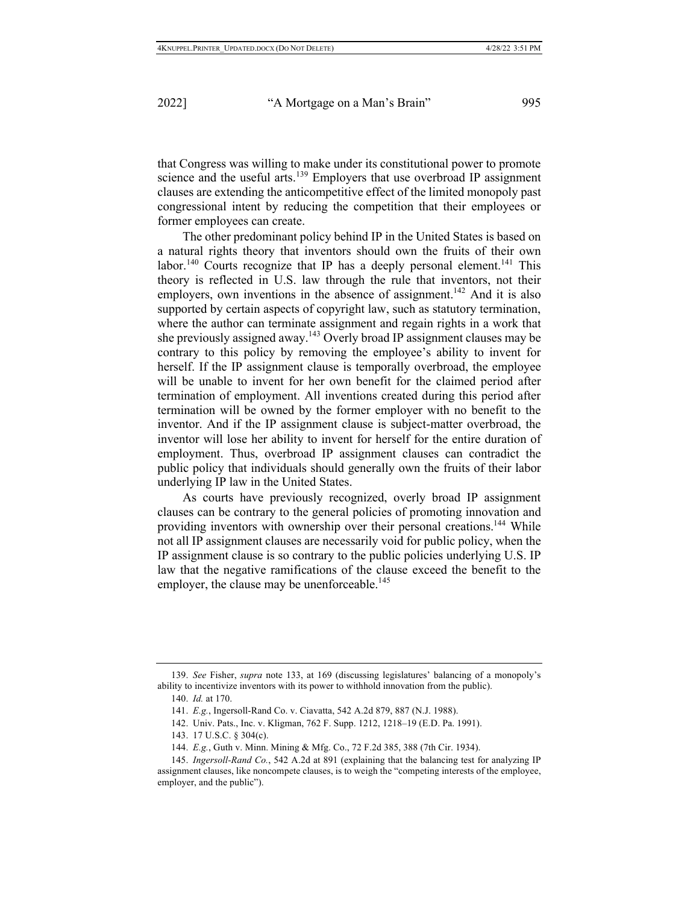that Congress was willing to make under its constitutional power to promote science and the useful arts.[139] Employers that use overbroad IP assignment clauses are extending the anticompetitive effect of the limited monopoly past congressional intent by reducing the competition that their employees or former employees can create.

The other predominant policy behind IP in the United States is based on a natural rights theory that inventors should own the fruits of their own labor.[140] Courts recognize that IP has a deeply personal element.[141] This theory is reflected in U.S. law through the rule that inventors, not their employers, own inventions in the absence of assignment.[142] And it is also supported by certain aspects of copyright law, such as statutory termination, where the author can terminate assignment and regain rights in a work that she previously assigned away.[143] Overly broad IP assignment clauses may be contrary to this policy by removing the employee's ability to invent for herself. If the IP assignment clause is temporally overbroad, the employee will be unable to invent for her own benefit for the claimed period after termination of employment. All inventions created during this period after termination will be owned by the former employer with no benefit to the inventor. And if the IP assignment clause is subject-matter overbroad, the inventor will lose her ability to invent for herself for the entire duration of employment. Thus, overbroad IP assignment clauses can contradict the public policy that individuals should generally own the fruits of their labor underlying IP law in the United States.

As courts have previously recognized, overly broad IP assignment clauses can be contrary to the general policies of promoting innovation and providing inventors with ownership over their personal creations.[144] While not all IP assignment clauses are necessarily void for public policy, when the IP assignment clause is so contrary to the public policies underlying U.S. IP law that the negative ramifications of the clause exceed the benefit to the employer, the clause may be unenforceable.[145]

---

139. *See* Fisher, *supra* note 133, at 169 (discussing legislatures' balancing of a monopoly's ability to incentivize inventors with its power to withhold innovation from the public).

140. *Id.* at 170.

141. *E.g.*, Ingersoll-Rand Co. v. Ciavatta, 542 A.2d 879, 887 (N.J. 1988).

142. Univ. Pats., Inc. v. Kligman, 762 F. Supp. 1212, 1218–19 (E.D. Pa. 1991).

143. 17 U.S.C. § 304(c).

144. *E.g.*, Guth v. Minn. Mining & Mfg. Co., 72 F.2d 385, 388 (7th Cir. 1934).

145. *Ingersoll-Rand Co.*, 542 A.2d at 891 (explaining that the balancing test for analyzing IP assignment clauses, like noncompete clauses, is to weigh the "competing interests of the employee, employer, and the public").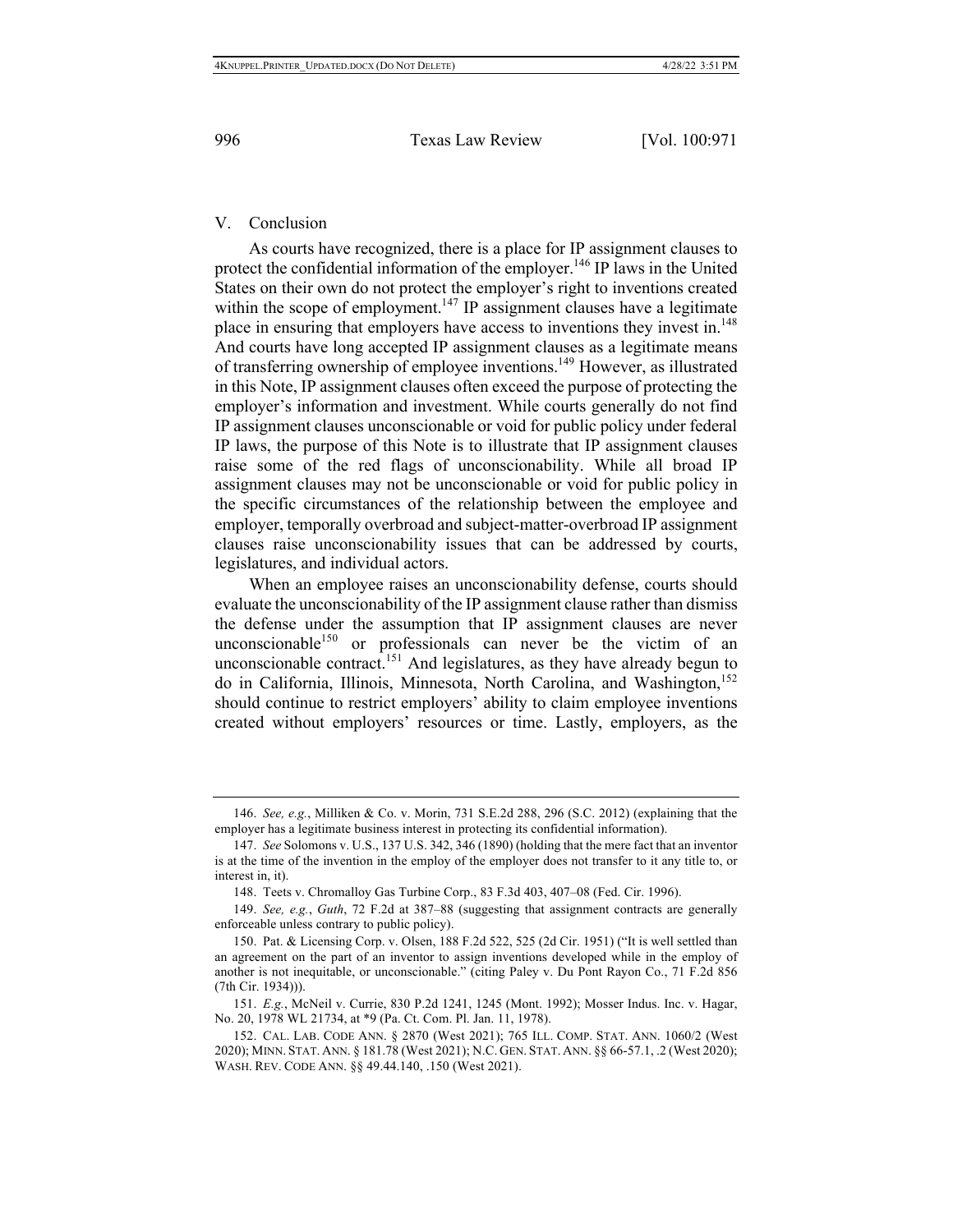## V. Conclusion

As courts have recognized, there is a place for IP assignment clauses to protect the confidential information of the employer.[146] IP laws in the United States on their own do not protect the employer's right to inventions created within the scope of employment.[147] IP assignment clauses have a legitimate place in ensuring that employers have access to inventions they invest in.[148] And courts have long accepted IP assignment clauses as a legitimate means of transferring ownership of employee inventions.[149] However, as illustrated in this Note, IP assignment clauses often exceed the purpose of protecting the employer's information and investment. While courts generally do not find IP assignment clauses unconscionable or void for public policy under federal IP laws, the purpose of this Note is to illustrate that IP assignment clauses raise some of the red flags of unconscionability. While all broad IP assignment clauses may not be unconscionable or void for public policy in the specific circumstances of the relationship between the employee and employer, temporally overbroad and subject-matter-overbroad IP assignment clauses raise unconscionability issues that can be addressed by courts, legislatures, and individual actors.

When an employee raises an unconscionability defense, courts should evaluate the unconscionability of the IP assignment clause rather than dismiss the defense under the assumption that IP assignment clauses are never unconscionable[150] or professionals can never be the victim of an unconscionable contract.[151] And legislatures, as they have already begun to do in California, Illinois, Minnesota, North Carolina, and Washington,[152] should continue to restrict employers' ability to claim employee inventions created without employers' resources or time. Lastly, employers, as the

---

146. *See, e.g.*, Milliken & Co. v. Morin, 731 S.E.2d 288, 296 (S.C. 2012) (explaining that the employer has a legitimate business interest in protecting its confidential information).

147. *See* Solomons v. U.S., 137 U.S. 342, 346 (1890) (holding that the mere fact that an inventor is at the time of the invention in the employ of the employer does not transfer to it any title to, or interest in, it).

148. Teets v. Chromalloy Gas Turbine Corp., 83 F.3d 403, 407–08 (Fed. Cir. 1996).

149. *See, e.g.*, *Guth*, 72 F.2d at 387–88 (suggesting that assignment contracts are generally enforceable unless contrary to public policy).

150. Pat. & Licensing Corp. v. Olsen, 188 F.2d 522, 525 (2d Cir. 1951) ("It is well settled than an agreement on the part of an inventor to assign inventions developed while in the employ of another is not inequitable, or unconscionable." (citing Paley v. Du Pont Rayon Co., 71 F.2d 856 (7th Cir. 1934))).

151. *E.g.*, McNeil v. Currie, 830 P.2d 1241, 1245 (Mont. 1992); Mosser Indus. Inc. v. Hagar, No. 20, 1978 WL 21734, at *9 (Pa. Ct. Com. Pl. Jan. 11, 1978).

152. CAL. LAB. CODE ANN. § 2870 (West 2021); 765 ILL. COMP. STAT. ANN. 1060/2 (West 2020); MINN. STAT. ANN. § 181.78 (West 2021); N.C. GEN. STAT. ANN. §§ 66-57.1, .2 (West 2020); WASH. REV. CODE ANN. §§ 49.44.140, .150 (West 2021).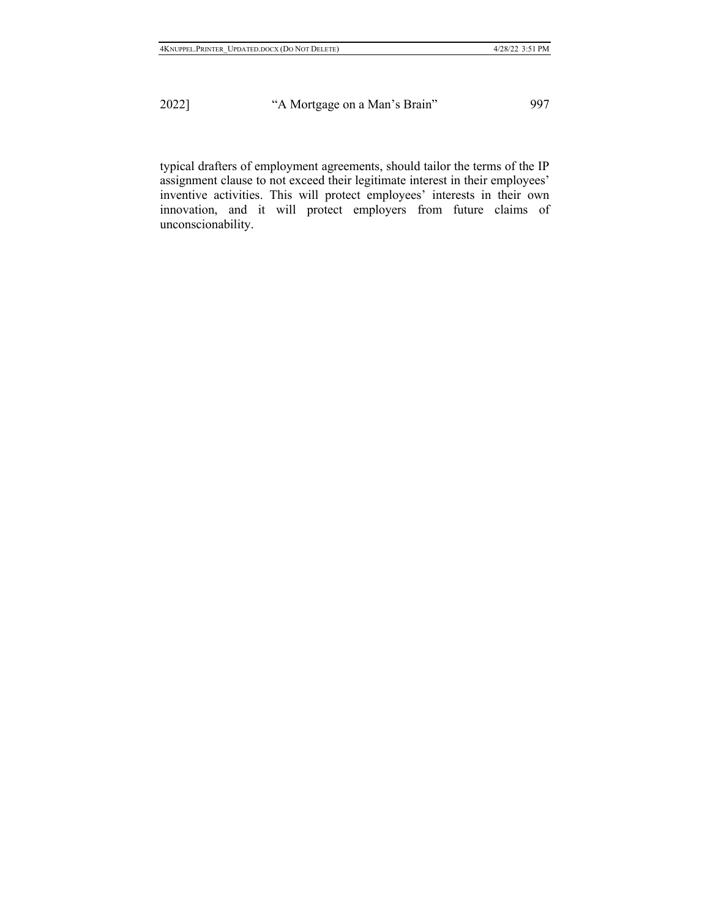typical drafters of employment agreements, should tailor the terms of the IP assignment clause to not exceed their legitimate interest in their employees' inventive activities. This will protect employees' interests in their own innovation, and it will protect employers from future claims of unconscionability.